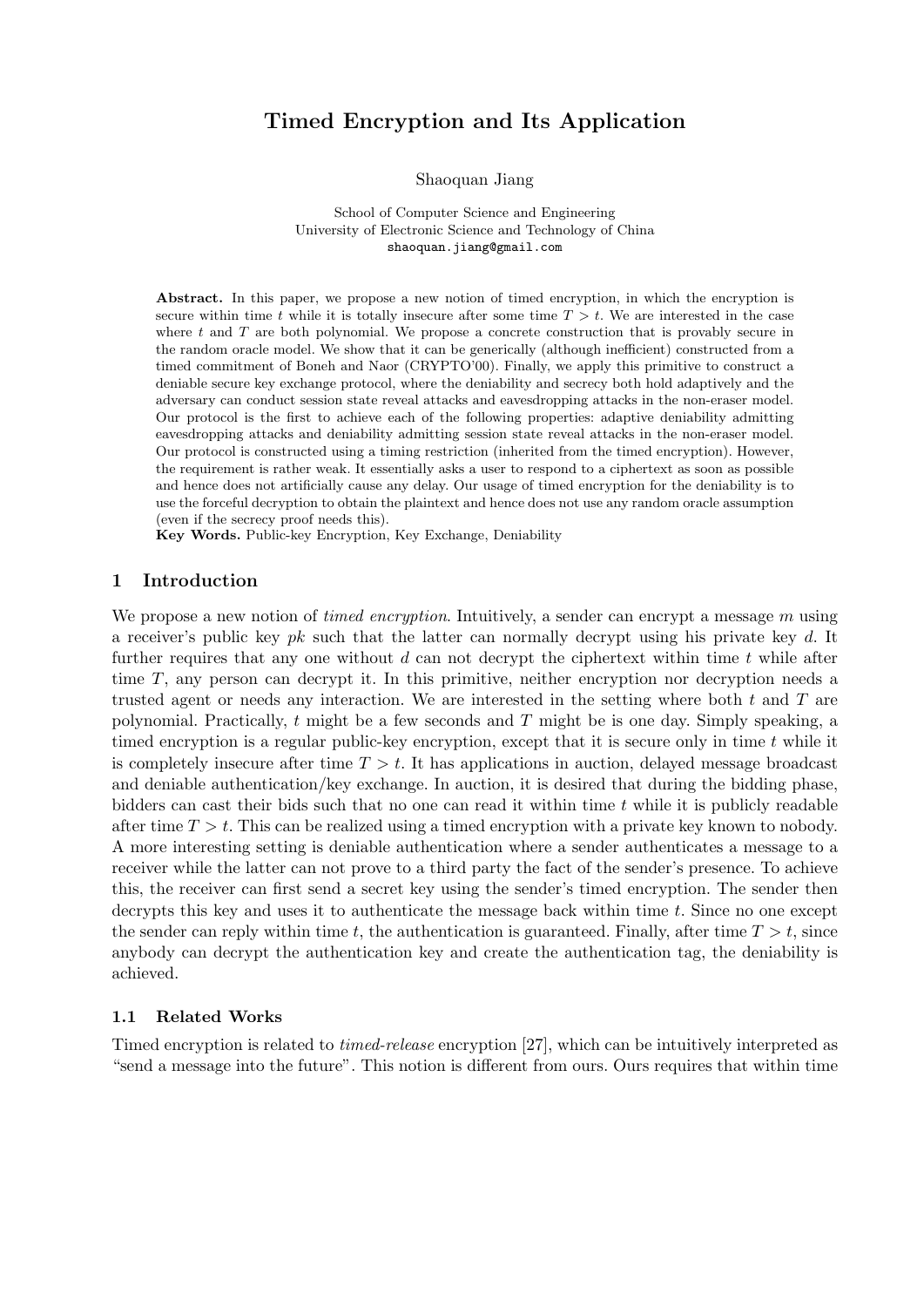# Timed Encryption and Its Application

Shaoquan Jiang

School of Computer Science and Engineering
University of Electronic Science and Technology of China
shaoquan.jiang@gmail.com

**Abstract.** In this paper, we propose a new notion of timed encryption, in which the encryption is secure within time $t$ while it is totally insecure after some time $T > t$. We are interested in the case where $t$ and $T$ are both polynomial. We propose a concrete construction that is provably secure in the random oracle model. We show that it can be generically (although inefficient) constructed from a timed commitment of Boneh and Naor (CRYPTO'00). Finally, we apply this primitive to construct a deniable secure key exchange protocol, where the deniability and secrecy both hold adaptively and the adversary can conduct session state reveal attacks and eavesdropping attacks in the non-eraser model. Our protocol is the first to achieve each of the following properties: adaptive deniability admitting eavesdropping attacks and deniability admitting session state reveal attacks in the non-eraser model. Our protocol is constructed using a timing restriction (inherited from the timed encryption). However, the requirement is rather weak. It essentially asks a user to respond to a ciphertext as soon as possible and hence does not artificially cause any delay. Our usage of timed encryption for the deniability is to use the forceful decryption to obtain the plaintext and hence does not use any random oracle assumption (even if the secrecy proof needs this).

**Key Words.** Public-key Encryption, Key Exchange, Deniability

## 1 Introduction

We propose a new notion of *timed encryption*. Intuitively, a sender can encrypt a message $m$ using a receiver's public key $pk$ such that the latter can normally decrypt using his private key $d$. It further requires that any one without $d$ can not decrypt the ciphertext within time $t$ while after time $T$, any person can decrypt it. In this primitive, neither encryption nor decryption needs a trusted agent or needs any interaction. We are interested in the setting where both $t$ and $T$ are polynomial. Practically, $t$ might be a few seconds and $T$ might be is one day. Simply speaking, a timed encryption is a regular public-key encryption, except that it is secure only in time $t$ while it is completely insecure after time $T > t$. It has applications in auction, delayed message broadcast and deniable authentication/key exchange. In auction, it is desired that during the bidding phase, bidders can cast their bids such that no one can read it within time $t$ while it is publicly readable after time $T > t$. This can be realized using a timed encryption with a private key known to nobody. A more interesting setting is deniable authentication where a sender authenticates a message to a receiver while the latter can not prove to a third party the fact of the sender's presence. To achieve this, the receiver can first send a secret key using the sender's timed encryption. The sender then decrypts this key and uses it to authenticate the message back within time $t$. Since no one except the sender can reply within time $t$, the authentication is guaranteed. Finally, after time $T > t$, since anybody can decrypt the authentication key and create the authentication tag, the deniability is achieved.

### 1.1 Related Works

Timed encryption is related to *timed-release* encryption [27], which can be intuitively interpreted as "send a message into the future". This notion is different from ours. Ours requires that within time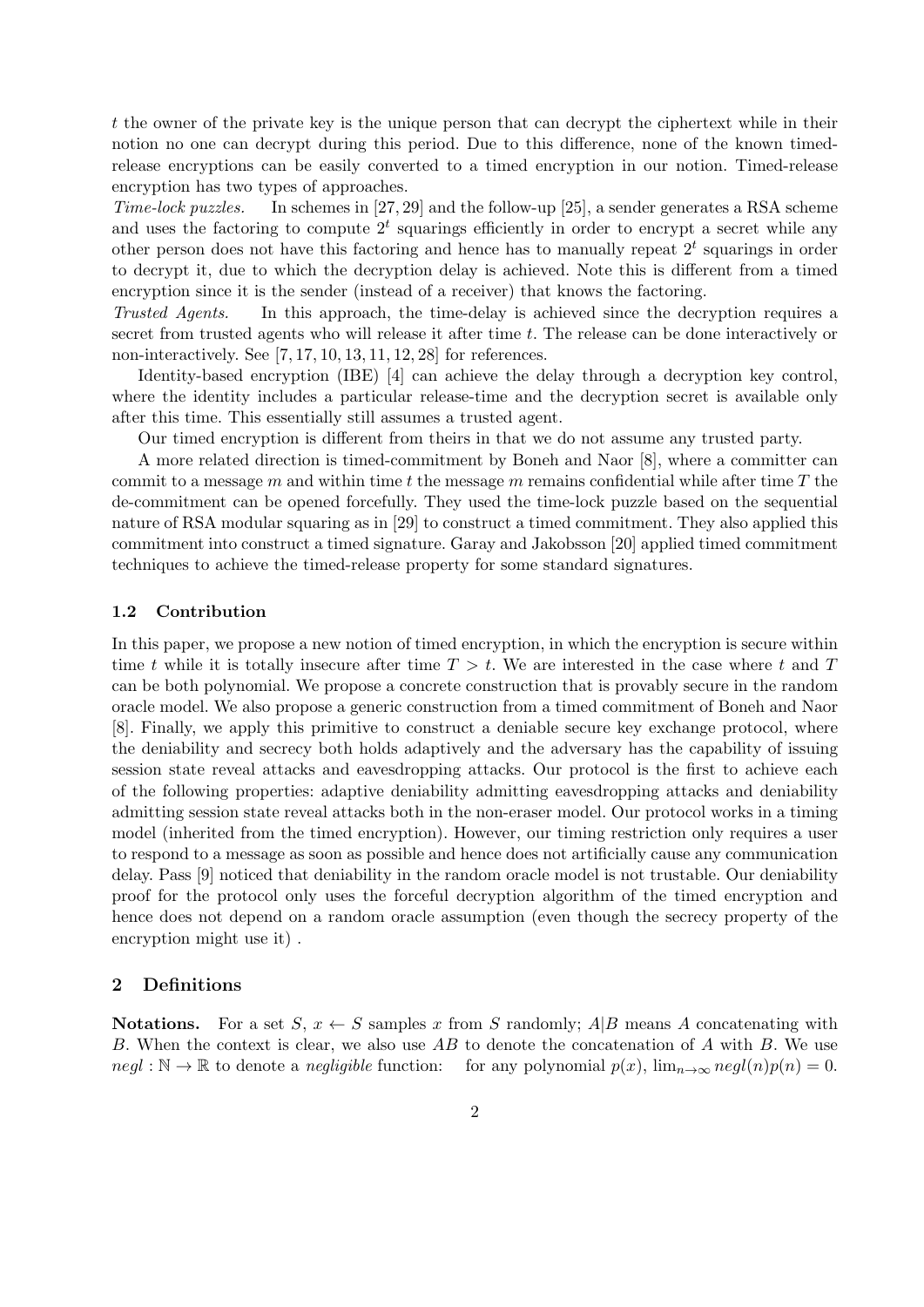$t$ the owner of the private key is the unique person that can decrypt the ciphertext while in their notion no one can decrypt during this period. Due to this difference, none of the known timed-release encryptions can be easily converted to a timed encryption in our notion. Timed-release encryption has two types of approaches.

*Time-lock puzzles.* In schemes in [27, 29] and the follow-up [25], a sender generates a RSA scheme and uses the factoring to compute $2^t$ squarings efficiently in order to encrypt a secret while any other person does not have this factoring and hence has to manually repeat $2^t$ squarings in order to decrypt it, due to which the decryption delay is achieved. Note this is different from a timed encryption since it is the sender (instead of a receiver) that knows the factoring.

*Trusted Agents.* In this approach, the time-delay is achieved since the decryption requires a secret from trusted agents who will release it after time $t$. The release can be done interactively or non-interactively. See [7, 17, 10, 13, 11, 12, 28] for references.

Identity-based encryption (IBE) [4] can achieve the delay through a decryption key control, where the identity includes a particular release-time and the decryption secret is available only after this time. This essentially still assumes a trusted agent.

Our timed encryption is different from theirs in that we do not assume any trusted party.

A more related direction is timed-commitment by Boneh and Naor [8], where a committer can commit to a message $m$ and within time $t$ the message $m$ remains confidential while after time $T$ the de-commitment can be opened forcefully. They used the time-lock puzzle based on the sequential nature of RSA modular squaring as in [29] to construct a timed commitment. They also applied this commitment into construct a timed signature. Garay and Jakobsson [20] applied timed commitment techniques to achieve the timed-release property for some standard signatures.

### 1.2 Contribution

In this paper, we propose a new notion of timed encryption, in which the encryption is secure within time $t$ while it is totally insecure after time $T > t$. We are interested in the case where $t$ and $T$ can be both polynomial. We propose a concrete construction that is provably secure in the random oracle model. We also propose a generic construction from a timed commitment of Boneh and Naor [8]. Finally, we apply this primitive to construct a deniable secure key exchange protocol, where the deniability and secrecy both holds adaptively and the adversary has the capability of issuing session state reveal attacks and eavesdropping attacks. Our protocol is the first to achieve each of the following properties: adaptive deniability admitting eavesdropping attacks and deniability admitting session state reveal attacks both in the non-eraser model. Our protocol works in a timing model (inherited from the timed encryption). However, our timing restriction only requires a user to respond to a message as soon as possible and hence does not artificially cause any communication delay. Pass [9] noticed that deniability in the random oracle model is not trustable. Our deniability proof for the protocol only uses the forceful decryption algorithm of the timed encryption and hence does not depend on a random oracle assumption (even though the secrecy property of the encryption might use it) .

## 2 Definitions

**Notations.** For a set $S$, $x \leftarrow S$ samples $x$ from $S$ randomly; $A|B$ means $A$ concatenating with $B$. When the context is clear, we also use $AB$ to denote the concatenation of $A$ with $B$. We use $negl : \mathbb{N} \rightarrow \mathbb{R}$ to denote a *negligible* function: for any polynomial $p(x)$, $\lim_{n\rightarrow\infty} negl(n)p(n) = 0$.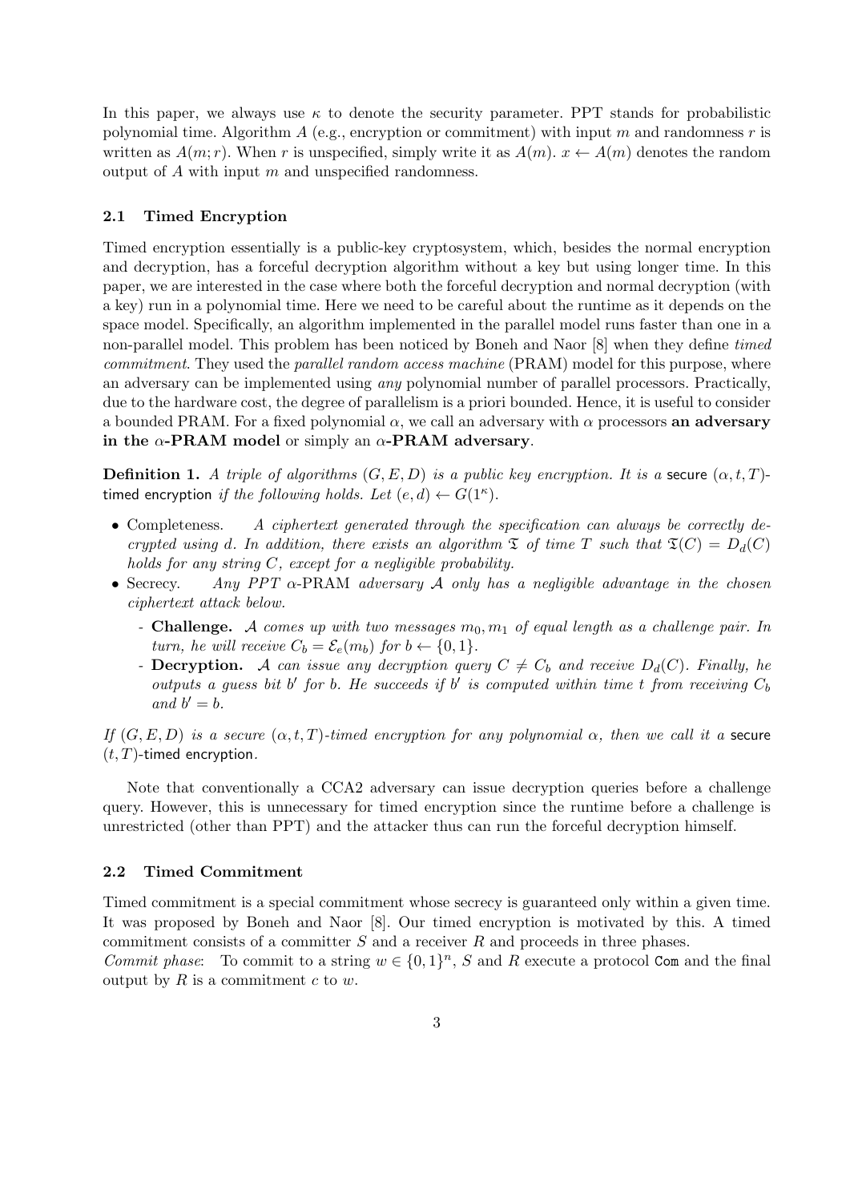In this paper, we always use $\kappa$ to denote the security parameter. PPT stands for probabilistic polynomial time. Algorithm $A$ (e.g., encryption or commitment) with input $m$ and randomness $r$ is written as $A(m; r)$. When $r$ is unspecified, simply write it as $A(m)$. $x \leftarrow A(m)$ denotes the random output of $A$ with input $m$ and unspecified randomness.

### 2.1 Timed Encryption

Timed encryption essentially is a public-key cryptosystem, which, besides the normal encryption and decryption, has a forceful decryption algorithm without a key but using longer time. In this paper, we are interested in the case where both the forceful decryption and normal decryption (with a key) run in a polynomial time. Here we need to be careful about the runtime as it depends on the space model. Specifically, an algorithm implemented in the parallel model runs faster than one in a non-parallel model. This problem has been noticed by Boneh and Naor [8] when they define *timed commitment*. They used the *parallel random access machine* (PRAM) model for this purpose, where an adversary can be implemented using *any* polynomial number of parallel processors. Practically, due to the hardware cost, the degree of parallelism is a priori bounded. Hence, it is useful to consider a bounded PRAM. For a fixed polynomial $\alpha$, we call an adversary with $\alpha$ processors **an adversary in the $\alpha$-PRAM model** or simply **an $\alpha$-PRAM adversary**.

**Definition 1.** *A triple of algorithms $(G, E, D)$ is a public key encryption. It is a* secure $(\alpha, t, T)$-timed encryption *if the following holds. Let $(e, d) \leftarrow G(1^\kappa)$.*

- Completeness. *A ciphertext generated through the specification can always be correctly decrypted using $d$. In addition, there exists an algorithm $\mathfrak{T}$ of time $T$ such that $\mathfrak{T}(C) = D_d(C)$ holds for any string $C$, except for a negligible probability.*
- Secrecy. *Any PPT $\alpha$-PRAM adversary $\mathcal{A}$ only has a negligible advantage in the chosen ciphertext attack below.*
  - **Challenge.** *$\mathcal{A}$ comes up with two messages $m_0, m_1$ of equal length as a challenge pair. In turn, he will receive $C_b = \mathcal{E}_e(m_b)$ for $b \leftarrow \{0, 1\}$.*
  - **Decryption.** *$\mathcal{A}$ can issue any decryption query $C \neq C_b$ and receive $D_d(C)$. Finally, he outputs a guess bit $b'$ for $b$. He succeeds if $b'$ is computed within time $t$ from receiving $C_b$ and $b' = b$.*

*If $(G, E, D)$ is a secure $(\alpha, t, T)$-timed encryption for any polynomial $\alpha$, then we call it a* secure $(t, T)$-timed encryption.

Note that conventionally a CCA2 adversary can issue decryption queries before a challenge query. However, this is unnecessary for timed encryption since the runtime before a challenge is unrestricted (other than PPT) and the attacker thus can run the forceful decryption himself.

### 2.2 Timed Commitment

Timed commitment is a special commitment whose secrecy is guaranteed only within a given time. It was proposed by Boneh and Naor [8]. Our timed encryption is motivated by this. A timed commitment consists of a committer $S$ and a receiver $R$ and proceeds in three phases.

*Commit phase*: To commit to a string $w \in \{0, 1\}^n$, $S$ and $R$ execute a protocol $\mathsf{Com}$ and the final output by $R$ is a commitment $c$ to $w$.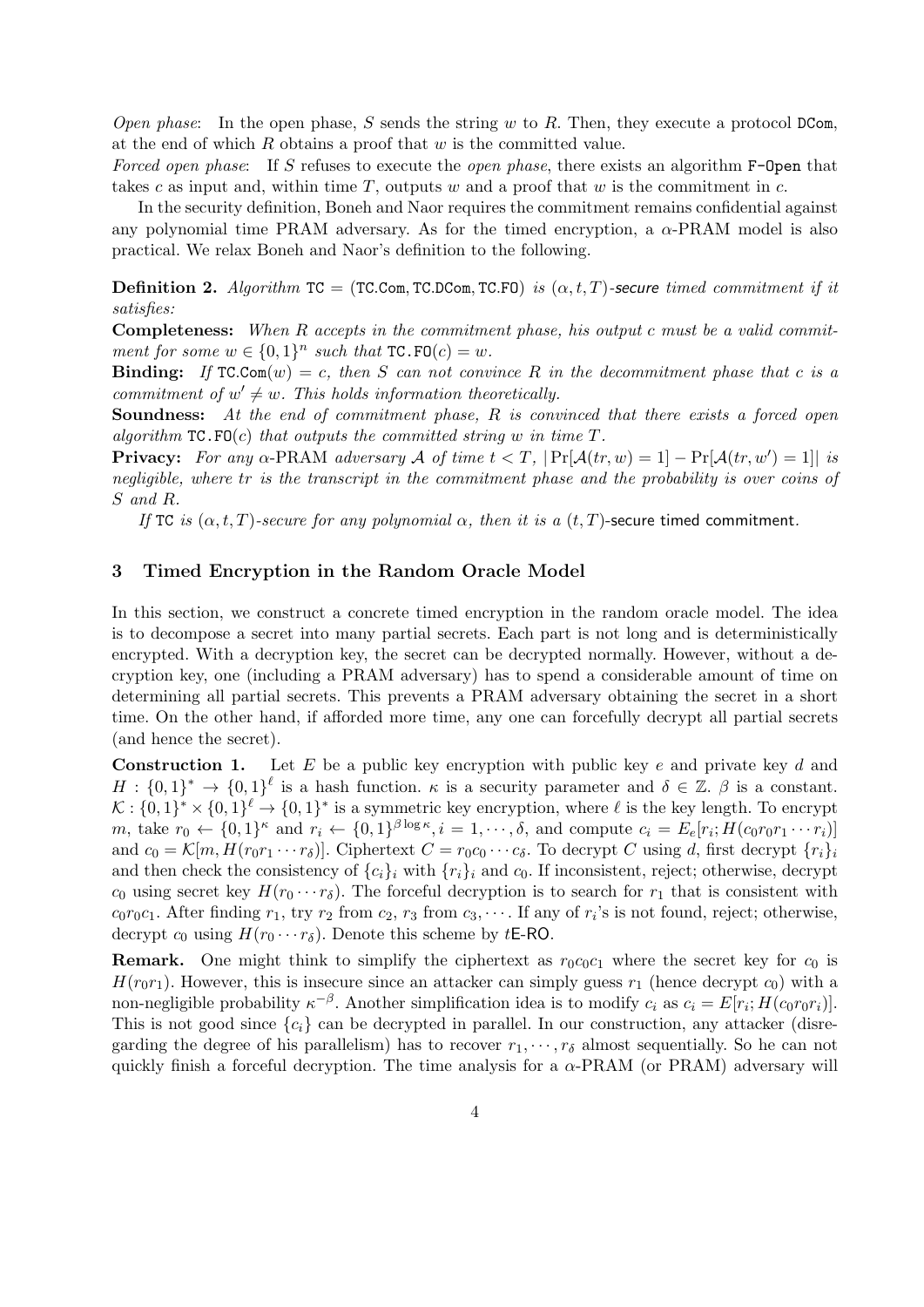*Open phase*: In the open phase, $S$ sends the string $w$ to $R$. Then, they execute a protocol DCom, at the end of which $R$ obtains a proof that $w$ is the committed value.
*Forced open phase*: If $S$ refuses to execute the *open phase*, there exists an algorithm F-Open that takes $c$ as input and, within time $T$, outputs $w$ and a proof that $w$ is the commitment in $c$.

In the security definition, Boneh and Naor requires the commitment remains confidential against any polynomial time PRAM adversary. As for the timed encryption, a $\alpha$-PRAM model is also practical. We relax Boneh and Naor's definition to the following.

**Definition 2.** *Algorithm* $\texttt{TC} = (\texttt{TC.Com}, \texttt{TC.DCom}, \texttt{TC.FO})$ *is* $(\alpha, t, T)$*-secure timed commitment if it satisfies:*

**Completeness:** *When $R$ accepts in the commitment phase, his output $c$ must be a valid commitment for some $w \in \{0,1\}^n$ such that $\texttt{TC.FO}(c) = w$.*

**Binding:** *If $\texttt{TC.Com}(w) = c$, then $S$ can not convince $R$ in the decommitment phase that $c$ is a commitment of $w' \neq w$. This holds information theoretically.*

**Soundness:** *At the end of commitment phase, $R$ is convinced that there exists a forced open algorithm $\texttt{TC.FO}(c)$ that outputs the committed string $w$ in time $T$.*

**Privacy:** *For any $\alpha$-PRAM adversary $\mathcal{A}$ of time $t < T$, $|\Pr[\mathcal{A}(tr, w) = 1] - \Pr[\mathcal{A}(tr, w') = 1]|$ is negligible, where $tr$ is the transcript in the commitment phase and the probability is over coins of $S$ and $R$.*

*If* TC *is $(\alpha, t, T)$-secure for any polynomial $\alpha$, then it is a* $(t, T)$-secure timed commitment.

## 3 Timed Encryption in the Random Oracle Model

In this section, we construct a concrete timed encryption in the random oracle model. The idea is to decompose a secret into many partial secrets. Each part is not long and is deterministically encrypted. With a decryption key, the secret can be decrypted normally. However, without a decryption key, one (including a PRAM adversary) has to spend a considerable amount of time on determining all partial secrets. This prevents a PRAM adversary obtaining the secret in a short time. On the other hand, if afforded more time, any one can forcefully decrypt all partial secrets (and hence the secret).

**Construction 1.** Let $E$ be a public key encryption with public key $e$ and private key $d$ and $H : \{0,1\}^* \to \{0,1\}^\ell$ is a hash function. $\kappa$ is a security parameter and $\delta \in \mathbb{Z}$. $\beta$ is a constant. $\mathcal{K} : \{0,1\}^* \times \{0,1\}^\ell \to \{0,1\}^*$ is a symmetric key encryption, where $\ell$ is the key length. To encrypt $m$, take $r_0 \leftarrow \{0,1\}^\kappa$ and $r_i \leftarrow \{0,1\}^{\beta \log \kappa}, i = 1, \cdots, \delta$, and compute $c_i = E_e[r_i; H(c_0 r_0 r_1 \cdots r_i)]$ and $c_0 = \mathcal{K}[m, H(r_0 r_1 \cdots r_\delta)]$. Ciphertext $C = r_0 c_0 \cdots c_\delta$. To decrypt $C$ using $d$, first decrypt $\{r_i\}_i$ and then check the consistency of $\{c_i\}_i$ with $\{r_i\}_i$ and $c_0$. If inconsistent, reject; otherwise, decrypt $c_0$ using secret key $H(r_0 \cdots r_\delta)$. The forceful decryption is to search for $r_1$ that is consistent with $c_0 r_0 c_1$. After finding $r_1$, try $r_2$ from $c_2$, $r_3$ from $c_3, \cdots$. If any of $r_i$'s is not found, reject; otherwise, decrypt $c_0$ using $H(r_0 \cdots r_\delta)$. Denote this scheme by $t$E-RO.

**Remark.** One might think to simplify the ciphertext as $r_0 c_0 c_1$ where the secret key for $c_0$ is $H(r_0 r_1)$. However, this is insecure since an attacker can simply guess $r_1$ (hence decrypt $c_0$) with a non-negligible probability $\kappa^{-\beta}$. Another simplification idea is to modify $c_i$ as $c_i = E[r_i; H(c_0 r_0 r_i)]$. This is not good since $\{c_i\}$ can be decrypted in parallel. In our construction, any attacker (disregarding the degree of his parallelism) has to recover $r_1, \cdots, r_\delta$ almost sequentially. So he can not quickly finish a forceful decryption. The time analysis for a $\alpha$-PRAM (or PRAM) adversary will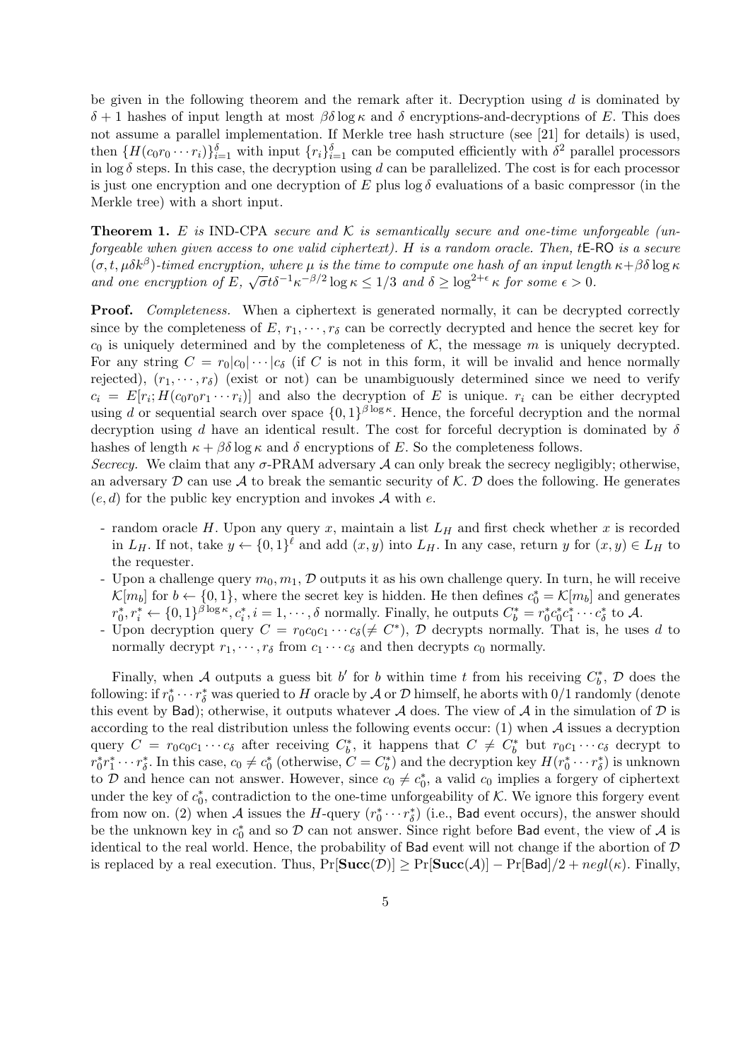be given in the following theorem and the remark after it. Decryption using $d$ is dominated by $\delta + 1$ hashes of input length at most $\beta\delta \log \kappa$ and $\delta$ encryptions-and-decryptions of $E$. This does not assume a parallel implementation. If Merkle tree hash structure (see [21] for details) is used, then $\{H(c_0 r_0 \cdots r_i)\}_{i=1}^{\delta}$ with input $\{r_i\}_{i=1}^{\delta}$ can be computed efficiently with $\delta^2$ parallel processors in $\log \delta$ steps. In this case, the decryption using $d$ can be parallelized. The cost is for each processor is just one encryption and one decryption of $E$ plus $\log \delta$ evaluations of a basic compressor (in the Merkle tree) with a short input.

**Theorem 1.** *$E$ is IND-CPA secure and $\mathcal{K}$ is semantically secure and one-time unforgeable (unforgeable when given access to one valid ciphertext). $H$ is a random oracle. Then, $t$E-RO is a secure $(\sigma, t, \mu\delta k^{\beta})$-timed encryption, where $\mu$ is the time to compute one hash of an input length $\kappa + \beta\delta \log \kappa$ and one encryption of $E$, $\sqrt{\sigma} t \delta^{-1} \kappa^{-\beta/2} \log \kappa \leq 1/3$ and $\delta \geq \log^{2+\epsilon} \kappa$ for some $\epsilon > 0$.*

**Proof.** *Completeness.* When a ciphertext is generated normally, it can be decrypted correctly since by the completeness of $E$, $r_1, \cdots, r_\delta$ can be correctly decrypted and hence the secret key for $c_0$ is uniquely determined and by the completeness of $\mathcal{K}$, the message $m$ is uniquely decrypted. For any string $C = r_0|c_0|\cdots|c_\delta$ (if $C$ is not in this form, it will be invalid and hence normally rejected), $(r_1, \cdots, r_\delta)$ (exist or not) can be unambiguously determined since we need to verify $c_i = E[r_i; H(c_0 r_0 r_1 \cdots r_i)]$ and also the decryption of $E$ is unique. $r_i$ can be either decrypted using $d$ or sequential search over space $\{0,1\}^{\beta \log \kappa}$. Hence, the forceful decryption and the normal decryption using $d$ have an identical result. The cost for forceful decryption is dominated by $\delta$ hashes of length $\kappa + \beta\delta \log \kappa$ and $\delta$ encryptions of $E$. So the completeness follows.

*Secrecy.* We claim that any $\sigma$-PRAM adversary $\mathcal{A}$ can only break the secrecy negligibly; otherwise, an adversary $\mathcal{D}$ can use $\mathcal{A}$ to break the semantic security of $\mathcal{K}$. $\mathcal{D}$ does the following. He generates $(e, d)$ for the public key encryption and invokes $\mathcal{A}$ with $e$.

- random oracle $H$. Upon any query $x$, maintain a list $L_H$ and first check whether $x$ is recorded in $L_H$. If not, take $y \leftarrow \{0,1\}^{\ell}$ and add $(x, y)$ into $L_H$. In any case, return $y$ for $(x, y) \in L_H$ to the requester.
- Upon a challenge query $m_0, m_1$, $\mathcal{D}$ outputs it as his own challenge query. In turn, he will receive $\mathcal{K}[m_b]$ for $b \leftarrow \{0,1\}$, where the secret key is hidden. He then defines $c_0^* = \mathcal{K}[m_b]$ and generates $r_0^*, r_i^* \leftarrow \{0,1\}^{\beta \log \kappa}, c_i^*, i = 1, \cdots, \delta$ normally. Finally, he outputs $C_b^* = r_0^* c_0^* c_1^* \cdots c_\delta^*$ to $\mathcal{A}$.
- Upon decryption query $C = r_0 c_0 c_1 \cdots c_\delta (\neq C^*)$, $\mathcal{D}$ decrypts normally. That is, he uses $d$ to normally decrypt $r_1, \cdots, r_\delta$ from $c_1 \cdots c_\delta$ and then decrypts $c_0$ normally.

Finally, when $\mathcal{A}$ outputs a guess bit $b'$ for $b$ within time $t$ from his receiving $C_b^*$, $\mathcal{D}$ does the following: if $r_0^* \cdots r_\delta^*$ was queried to $H$ oracle by $\mathcal{A}$ or $\mathcal{D}$ himself, he aborts with $0/1$ randomly (denote this event by $\mathsf{Bad}$); otherwise, it outputs whatever $\mathcal{A}$ does. The view of $\mathcal{A}$ in the simulation of $\mathcal{D}$ is according to the real distribution unless the following events occur: (1) when $\mathcal{A}$ issues a decryption query $C = r_0 c_0 c_1 \cdots c_\delta$ after receiving $C_b^*$, it happens that $C \neq C_b^*$ but $r_0 c_1 \cdots c_\delta$ decrypt to $r_0^* r_1^* \cdots r_\delta^*$. In this case, $c_0 \neq c_0^*$ (otherwise, $C = C_b^*$) and the decryption key $H(r_0^* \cdots r_\delta^*)$ is unknown to $\mathcal{D}$ and hence can not answer. However, since $c_0 \neq c_0^*$, a valid $c_0$ implies a forgery of ciphertext under the key of $c_0^*$, contradiction to the one-time unforgeability of $\mathcal{K}$. We ignore this forgery event from now on. (2) when $\mathcal{A}$ issues the $H$-query $(r_0^* \cdots r_\delta^*)$ (i.e., $\mathsf{Bad}$ event occurs), the answer should be the unknown key in $c_0^*$ and so $\mathcal{D}$ can not answer. Since right before $\mathsf{Bad}$ event, the view of $\mathcal{A}$ is identical to the real world. Hence, the probability of $\mathsf{Bad}$ event will not change if the abortion of $\mathcal{D}$ is replaced by a real execution. Thus, $\Pr[\mathbf{Succ}(\mathcal{D})] \geq \Pr[\mathbf{Succ}(\mathcal{A})] - \Pr[\mathsf{Bad}]/2 + negl(\kappa)$. Finally,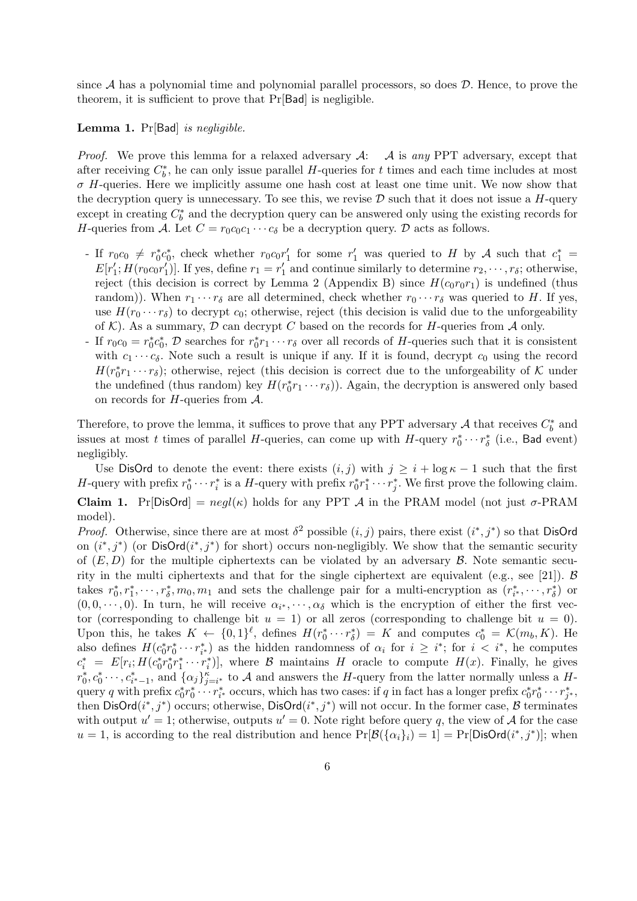since $\mathcal{A}$ has a polynomial time and polynomial parallel processors, so does $\mathcal{D}$. Hence, to prove the theorem, it is sufficient to prove that $\Pr[\mathsf{Bad}]$ is negligible.

**Lemma 1.** $\Pr[\mathsf{Bad}]$ *is negligible.*

*Proof.* We prove this lemma for a relaxed adversary $\mathcal{A}$: $\mathcal{A}$ is *any* PPT adversary, except that after receiving $C_b^*$, he can only issue parallel $H$-queries for $t$ times and each time includes at most $\sigma$ $H$-queries. Here we implicitly assume one hash cost at least one time unit. We now show that the decryption query is unnecessary. To see this, we revise $\mathcal{D}$ such that it does not issue a $H$-query except in creating $C_b^*$ and the decryption query can be answered only using the existing records for $H$-queries from $\mathcal{A}$. Let $C = r_0c_0c_1\cdots c_\delta$ be a decryption query. $\mathcal{D}$ acts as follows.

- If $r_0c_0 \neq r_0^*c_0^*$, check whether $r_0c_0r_1'$ for some $r_1'$ was queried to $H$ by $\mathcal{A}$ such that $c_1^* = E[r_1'; H(r_0c_0r_1')]$. If yes, define $r_1 = r_1'$ and continue similarly to determine $r_2, \cdots, r_\delta$; otherwise, reject (this decision is correct by Lemma 2 (Appendix B) since $H(c_0r_0r_1)$ is undefined (thus random)). When $r_1\cdots r_\delta$ are all determined, check whether $r_0\cdots r_\delta$ was queried to $H$. If yes, use $H(r_0\cdots r_\delta)$ to decrypt $c_0$; otherwise, reject (this decision is valid due to the unforgeability of $\mathcal{K}$). As a summary, $\mathcal{D}$ can decrypt $C$ based on the records for $H$-queries from $\mathcal{A}$ only.
- If $r_0c_0 = r_0^*c_0^*$, $\mathcal{D}$ searches for $r_0^*r_1\cdots r_\delta$ over all records of $H$-queries such that it is consistent with $c_1\cdots c_\delta$. Note such a result is unique if any. If it is found, decrypt $c_0$ using the record $H(r_0^*r_1\cdots r_\delta)$; otherwise, reject (this decision is correct due to the unforgeability of $\mathcal{K}$ under the undefined (thus random) key $H(r_0^*r_1\cdots r_\delta)$). Again, the decryption is answered only based on records for $H$-queries from $\mathcal{A}$.

Therefore, to prove the lemma, it suffices to prove that any PPT adversary $\mathcal{A}$ that receives $C_b^*$ and issues at most $t$ times of parallel $H$-queries, can come up with $H$-query $r_0^*\cdots r_\delta^*$ (i.e., $\mathsf{Bad}$ event) negligibly.

Use $\mathsf{DisOrd}$ to denote the event: there exists $(i, j)$ with $j \geq i + \log\kappa - 1$ such that the first $H$-query with prefix $r_0^*\cdots r_i^*$ is a $H$-query with prefix $r_0^*r_1^*\cdots r_j^*$. We first prove the following claim.

**Claim 1.** $\Pr[\mathsf{DisOrd}] = negl(\kappa)$ holds for any PPT $\mathcal{A}$ in the PRAM model (not just $\sigma$-PRAM model).

*Proof.* Otherwise, since there are at most $\delta^2$ possible $(i, j)$ pairs, there exist $(i^*, j^*)$ so that $\mathsf{DisOrd}$ on $(i^*, j^*)$ (or $\mathsf{DisOrd}(i^*, j^*)$ for short) occurs non-negligibly. We show that the semantic security of $(E, D)$ for the multiple ciphertexts can be violated by an adversary $\mathcal{B}$. Note semantic security in the multi ciphertexts and that for the single ciphertext are equivalent (e.g., see [21]). $\mathcal{B}$ takes $r_0^*, r_1^*, \cdots, r_\delta^*, m_0, m_1$ and sets the challenge pair for a multi-encryption as $(r_{i^*}^*, \cdots, r_\delta^*)$ or $(0, 0, \cdots, 0)$. In turn, he will receive $\alpha_{i^*}, \cdots, \alpha_\delta$ which is the encryption of either the first vector (corresponding to challenge bit $u = 1$) or all zeros (corresponding to challenge bit $u = 0$). Upon this, he takes $K \leftarrow \{0,1\}^\ell$, defines $H(r_0^*\cdots r_\delta^*) = K$ and computes $c_0^* = \mathcal{K}(m_b, K)$. He also defines $H(c_0^*r_0^*\cdots r_{i^*}^*)$ as the hidden randomness of $\alpha_i$ for $i \geq i^*$; for $i < i^*$, he computes $c_i^* = E[r_i; H(c_0^*r_0^*r_1^*\cdots r_i^*)]$, where $\mathcal{B}$ maintains $H$ oracle to compute $H(x)$. Finally, he gives $r_0^*, c_0^*\cdots, c_{i^*-1}^*$, and $\{\alpha_j\}_{j=i^*}^{\kappa}$ to $\mathcal{A}$ and answers the $H$-query from the latter normally unless a $H$-query $q$ with prefix $c_0^*r_0^*\cdots r_{i^*}^*$ occurs, which has two cases: if $q$ in fact has a longer prefix $c_0^*r_0^*\cdots r_{j^*}^*$, then $\mathsf{DisOrd}(i^*, j^*)$ occurs; otherwise, $\mathsf{DisOrd}(i^*, j^*)$ will not occur. In the former case, $\mathcal{B}$ terminates with output $u' = 1$; otherwise, outputs $u' = 0$. Note right before query $q$, the view of $\mathcal{A}$ for the case $u = 1$, is according to the real distribution and hence $\Pr[\mathcal{B}(\{\alpha_i\}_i) = 1] = \Pr[\mathsf{DisOrd}(i^*, j^*)]$; when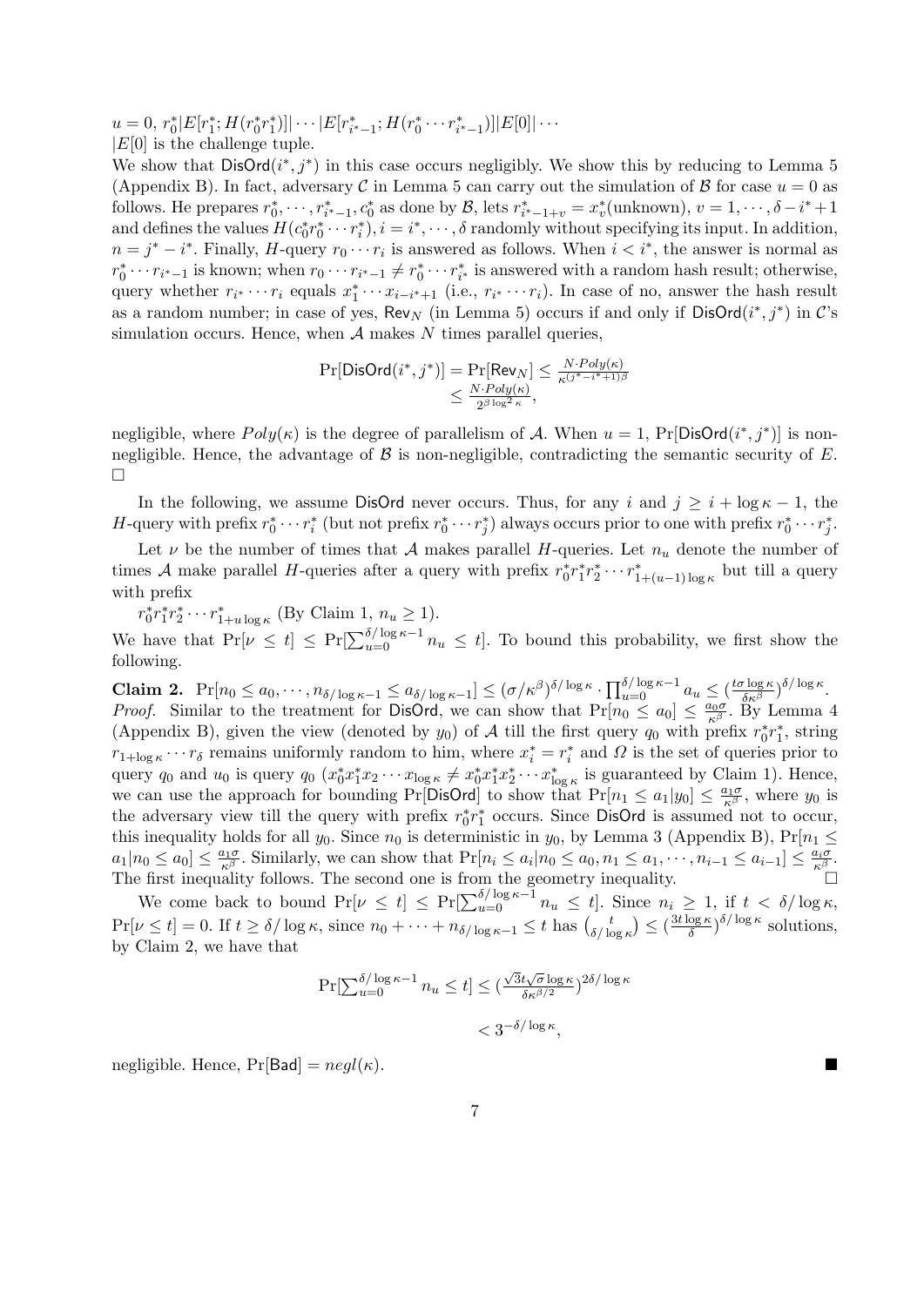$u = 0$, $r_0^*|E[r_1^*; H(r_0^* r_1^*)]| \cdots |E[r_{i^*-1}^*; H(r_0^* \cdots r_{i^*-1}^*)]|E[0]| \cdots$

$|E[0]$ is the challenge tuple.

We show that $\mathsf{DisOrd}(i^*, j^*)$ in this case occurs negligibly. We show this by reducing to Lemma 5 (Appendix B). In fact, adversary $\mathcal{C}$ in Lemma 5 can carry out the simulation of $\mathcal{B}$ for case $u = 0$ as follows. He prepares $r_0^*, \cdots, r_{i^*-1}^*, c_0^*$ as done by $\mathcal{B}$, lets $r_{i^*-1+v}^* = x_v^*$(unknown), $v = 1, \cdots, \delta - i^* + 1$ and defines the values $H(c_0^* r_0^* \cdots r_i^*), i = i^*, \cdots, \delta$ randomly without specifying its input. In addition, $n = j^* - i^*$. Finally, $H$-query $r_0 \cdots r_i$ is answered as follows. When $i < i^*$, the answer is normal as $r_0^* \cdots r_{i^*-1}$ is known; when $r_0 \cdots r_{i^*-1} \neq r_0^* \cdots r_{i^*}^*$ is answered with a random hash result; otherwise, query whether $r_{i^*} \cdots r_i$ equals $x_1^* \cdots x_{i-i^*+1}$ (i.e., $r_{i^*} \cdots r_i$). In case of no, answer the hash result as a random number; in case of yes, $\mathsf{Rev}_N$ (in Lemma 5) occurs if and only if $\mathsf{DisOrd}(i^*, j^*)$ in $\mathcal{C}$'s simulation occurs. Hence, when $\mathcal{A}$ makes $N$ times parallel queries,

$$\begin{aligned}\Pr[\mathsf{DisOrd}(i^*, j^*)] = \Pr[\mathsf{Rev}_N] &\leq \tfrac{N \cdot Poly(\kappa)}{\kappa^{(j^*-i^*+1)\beta}} \\ &\leq \tfrac{N \cdot Poly(\kappa)}{2^{\beta \log^2 \kappa}},\end{aligned}$$

negligible, where $Poly(\kappa)$ is the degree of parallelism of $\mathcal{A}$. When $u = 1$, $\Pr[\mathsf{DisOrd}(i^*, j^*)]$ is non-negligible. Hence, the advantage of $\mathcal{B}$ is non-negligible, contradicting the semantic security of $E$. □

In the following, we assume $\mathsf{DisOrd}$ never occurs. Thus, for any $i$ and $j \geq i + \log \kappa - 1$, the $H$-query with prefix $r_0^* \cdots r_i^*$ (but not prefix $r_0^* \cdots r_j^*$) always occurs prior to one with prefix $r_0^* \cdots r_j^*$.

Let $\nu$ be the number of times that $\mathcal{A}$ makes parallel $H$-queries. Let $n_u$ denote the number of times $\mathcal{A}$ make parallel $H$-queries after a query with prefix $r_0^* r_1^* r_2^* \cdots r_{1+(u-1)\log \kappa}^*$ but till a query with prefix

$r_0^* r_1^* r_2^* \cdots r_{1+u \log \kappa}^*$ (By Claim 1, $n_u \geq 1$).

We have that $\Pr[\nu \leq t] \leq \Pr[\sum_{u=0}^{\delta/\log \kappa - 1} n_u \leq t]$. To bound this probability, we first show the following.

**Claim 2.** $\Pr[n_0 \leq a_0, \cdots, n_{\delta/\log \kappa - 1} \leq a_{\delta/\log \kappa - 1}] \leq (\sigma/\kappa^\beta)^{\delta/\log \kappa} \cdot \prod_{u=0}^{\delta/\log \kappa - 1} a_u \leq (\frac{t\sigma \log \kappa}{\delta \kappa^\beta})^{\delta/\log \kappa}$.

*Proof.* Similar to the treatment for $\mathsf{DisOrd}$, we can show that $\Pr[n_0 \leq a_0] \leq \frac{a_0 \sigma}{\kappa^\beta}$. By Lemma 4 (Appendix B), given the view (denoted by $y_0$) of $\mathcal{A}$ till the first query $q_0$ with prefix $r_0^* r_1^*$, string $r_{1+\log \kappa} \cdots r_\delta$ remains uniformly random to him, where $x_i^* = r_i^*$ and $\Omega$ is the set of queries prior to query $q_0$ and $u_0$ is query $q_0$ ($x_0^* x_1^* x_2 \cdots x_{\log \kappa} \neq x_0^* x_1^* x_2^* \cdots x_{\log \kappa}^*$ is guaranteed by Claim 1). Hence, we can use the approach for bounding $\Pr[\mathsf{DisOrd}]$ to show that $\Pr[n_1 \leq a_1 | y_0] \leq \frac{a_1 \sigma}{\kappa^\beta}$, where $y_0$ is the adversary view till the query with prefix $r_0^* r_1^*$ occurs. Since $\mathsf{DisOrd}$ is assumed not to occur, this inequality holds for all $y_0$. Since $n_0$ is deterministic in $y_0$, by Lemma 3 (Appendix B), $\Pr[n_1 \leq a_1 | n_0 \leq a_0] \leq \frac{a_1 \sigma}{\kappa^\beta}$. Similarly, we can show that $\Pr[n_i \leq a_i | n_0 \leq a_0, n_1 \leq a_1, \cdots, n_{i-1} \leq a_{i-1}] \leq \frac{a_i \sigma}{\kappa^\beta}$. The first inequality follows. The second one is from the geometry inequality. □

We come back to bound $\Pr[\nu \leq t] \leq \Pr[\sum_{u=0}^{\delta/\log \kappa - 1} n_u \leq t]$. Since $n_i \geq 1$, if $t < \delta/\log \kappa$, $\Pr[\nu \leq t] = 0$. If $t \geq \delta/\log \kappa$, since $n_0 + \cdots + n_{\delta/\log \kappa - 1} \leq t$ has $\binom{t}{\delta/\log \kappa} \leq (\frac{3t \log \kappa}{\delta})^{\delta/\log \kappa}$ solutions, by Claim 2, we have that

$$\begin{aligned}\Pr[\textstyle\sum_{u=0}^{\delta/\log \kappa - 1} n_u \leq t] &\leq (\tfrac{\sqrt{3}t\sqrt{\sigma}\log \kappa}{\delta \kappa^{\beta/2}})^{2\delta/\log \kappa} \\ &< 3^{-\delta/\log \kappa},\end{aligned}$$

negligible. Hence, $\Pr[\mathsf{Bad}] = negl(\kappa)$. ■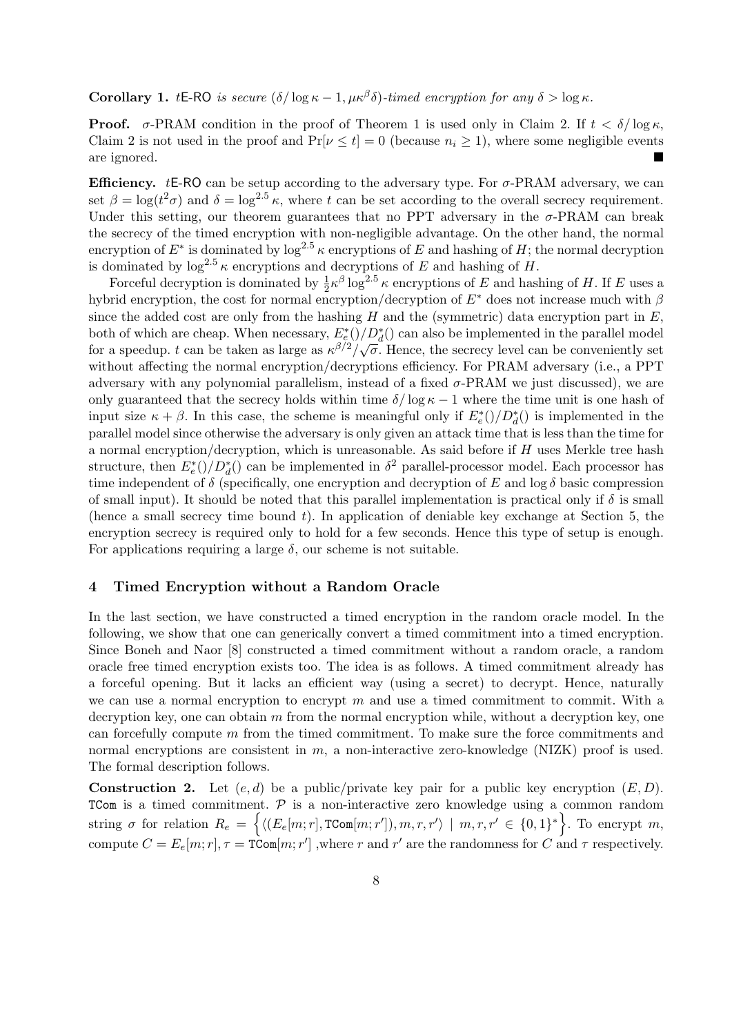**Corollary 1.** *tE-RO is secure* $(\delta/\log\kappa - 1, \mu\kappa^\beta\delta)$*-timed encryption for any* $\delta > \log\kappa$.

**Proof.** $\sigma$-PRAM condition in the proof of Theorem 1 is used only in Claim 2. If $t < \delta/\log\kappa$, Claim 2 is not used in the proof and $\Pr[\nu \le t] = 0$ (because $n_i \ge 1$), where some negligible events are ignored. ■

**Efficiency.** $t$E-RO can be setup according to the adversary type. For $\sigma$-PRAM adversary, we can set $\beta = \log(t^2\sigma)$ and $\delta = \log^{2.5}\kappa$, where $t$ can be set according to the overall secrecy requirement. Under this setting, our theorem guarantees that no PPT adversary in the $\sigma$-PRAM can break the secrecy of the timed encryption with non-negligible advantage. On the other hand, the normal encryption of $E^*$ is dominated by $\log^{2.5}\kappa$ encryptions of $E$ and hashing of $H$; the normal decryption is dominated by $\log^{2.5}\kappa$ encryptions and decryptions of $E$ and hashing of $H$.

Forceful decryption is dominated by $\frac{1}{2}\kappa^\beta\log^{2.5}\kappa$ encryptions of $E$ and hashing of $H$. If $E$ uses a hybrid encryption, the cost for normal encryption/decryption of $E^*$ does not increase much with $\beta$ since the added cost are only from the hashing $H$ and the (symmetric) data encryption part in $E$, both of which are cheap. When necessary, $E^*_e()/D^*_d()$ can also be implemented in the parallel model for a speedup. $t$ can be taken as large as $\kappa^{\beta/2}/\sqrt{\sigma}$. Hence, the secrecy level can be conveniently set without affecting the normal encryption/decryptions efficiency. For PRAM adversary (i.e., a PPT adversary with any polynomial parallelism, instead of a fixed $\sigma$-PRAM we just discussed), we are only guaranteed that the secrecy holds within time $\delta/\log\kappa - 1$ where the time unit is one hash of input size $\kappa + \beta$. In this case, the scheme is meaningful only if $E^*_e()/D^*_d()$ is implemented in the parallel model since otherwise the adversary is only given an attack time that is less than the time for a normal encryption/decryption, which is unreasonable. As said before if $H$ uses Merkle tree hash structure, then $E^*_e()/D^*_d()$ can be implemented in $\delta^2$ parallel-processor model. Each processor has time independent of $\delta$ (specifically, one encryption and decryption of $E$ and $\log\delta$ basic compression of small input). It should be noted that this parallel implementation is practical only if $\delta$ is small (hence a small secrecy time bound $t$). In application of deniable key exchange at Section 5, the encryption secrecy is required only to hold for a few seconds. Hence this type of setup is enough. For applications requiring a large $\delta$, our scheme is not suitable.

## 4 Timed Encryption without a Random Oracle

In the last section, we have constructed a timed encryption in the random oracle model. In the following, we show that one can generically convert a timed commitment into a timed encryption. Since Boneh and Naor [8] constructed a timed commitment without a random oracle, a random oracle free timed encryption exists too. The idea is as follows. A timed commitment already has a forceful opening. But it lacks an efficient way (using a secret) to decrypt. Hence, naturally we can use a normal encryption to encrypt $m$ and use a timed commitment to commit. With a decryption key, one can obtain $m$ from the normal encryption while, without a decryption key, one can forcefully compute $m$ from the timed commitment. To make sure the force commitments and normal encryptions are consistent in $m$, a non-interactive zero-knowledge (NIZK) proof is used. The formal description follows.

**Construction 2.** Let $(e, d)$ be a public/private key pair for a public key encryption $(E, D)$. TCom is a timed commitment. $\mathcal{P}$ is a non-interactive zero knowledge using a common random string $\sigma$ for relation $R_e = \left\{\langle(E_e[m;r], \texttt{TCom}[m;r']), m, r, r'\rangle \mid m, r, r' \in \{0,1\}^*\right\}$. To encrypt $m$, compute $C = E_e[m;r], \tau = \texttt{TCom}[m;r']$ ,where $r$ and $r'$ are the randomness for $C$ and $\tau$ respectively.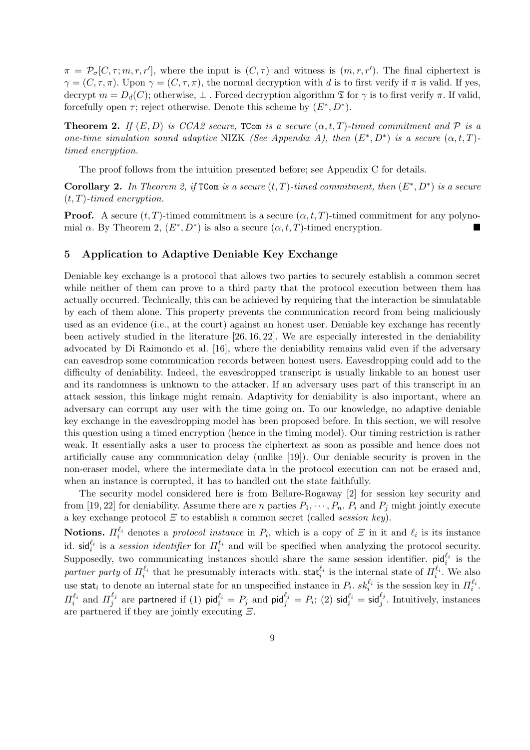$\pi = \mathcal{P}_\sigma[C, \tau; m, r, r']$, where the input is $(C, \tau)$ and witness is $(m, r, r')$. The final ciphertext is $\gamma = (C, \tau, \pi)$. Upon $\gamma = (C, \tau, \pi)$, the normal decryption with $d$ is to first verify if $\pi$ is valid. If yes, decrypt $m = D_d(C)$; otherwise, $\perp$ . Forced decryption algorithm $\mathfrak{T}$ for $\gamma$ is to first verify $\pi$. If valid, forcefully open $\tau$; reject otherwise. Denote this scheme by $(E^*, D^*)$.

**Theorem 2.** *If $(E, D)$ is CCA2 secure,* TCom *is a secure $(\alpha, t, T)$-timed commitment and $\mathcal{P}$ is a one-time simulation sound adaptive* NIZK *(See Appendix A), then $(E^*, D^*)$ is a secure $(\alpha, t, T)$-timed encryption.*

The proof follows from the intuition presented before; see Appendix C for details.

**Corollary 2.** *In Theorem 2, if* TCom *is a secure $(t, T)$-timed commitment, then $(E^*, D^*)$ is a secure $(t, T)$-timed encryption.*

**Proof.** A secure $(t, T)$-timed commitment is a secure $(\alpha, t, T)$-timed commitment for any polynomial $\alpha$. By Theorem 2, $(E^*, D^*)$ is also a secure $(\alpha, t, T)$-timed encryption. ∎

## 5 Application to Adaptive Deniable Key Exchange

Deniable key exchange is a protocol that allows two parties to securely establish a common secret while neither of them can prove to a third party that the protocol execution between them has actually occurred. Technically, this can be achieved by requiring that the interaction be simulatable by each of them alone. This property prevents the communication record from being maliciously used as an evidence (i.e., at the court) against an honest user. Deniable key exchange has recently been actively studied in the literature [26, 16, 22]. We are especially interested in the deniability advocated by Di Raimondo et al. [16], where the deniability remains valid even if the adversary can eavesdrop some communication records between honest users. Eavesdropping could add to the difficulty of deniability. Indeed, the eavesdropped transcript is usually linkable to an honest user and its randomness is unknown to the attacker. If an adversary uses part of this transcript in an attack session, this linkage might remain. Adaptivity for deniability is also important, where an adversary can corrupt any user with the time going on. To our knowledge, no adaptive deniable key exchange in the eavesdropping model has been proposed before. In this section, we will resolve this question using a timed encryption (hence in the timing model). Our timing restriction is rather weak. It essentially asks a user to process the ciphertext as soon as possible and hence does not artificially cause any communication delay (unlike [19]). Our deniable security is proven in the non-eraser model, where the intermediate data in the protocol execution can not be erased and, when an instance is corrupted, it has to handled out the state faithfully.

The security model considered here is from Bellare-Rogaway [2] for session key security and from [19, 22] for deniability. Assume there are $n$ parties $P_1, \cdots, P_n$. $P_i$ and $P_j$ might jointly execute a key exchange protocol $\Xi$ to establish a common secret (called *session key*).

**Notions.** $\Pi_i^{\ell_i}$ denotes a *protocol instance* in $P_i$, which is a copy of $\Xi$ in it and $\ell_i$ is its instance id. $\mathsf{sid}_i^{\ell_i}$ is a *session identifier* for $\Pi_i^{\ell_i}$ and will be specified when analyzing the protocol security. Supposedly, two communicating instances should share the same session identifier. $\mathsf{pid}_i^{\ell_i}$ is the *partner party* of $\Pi_i^{\ell_i}$ that he presumably interacts with. $\mathsf{stat}_i^{\ell_i}$ is the internal state of $\Pi_i^{\ell_i}$. We also use $\mathsf{stat}_i$ to denote an internal state for an unspecified instance in $P_i$. $sk_i^{\ell_i}$ is the session key in $\Pi_i^{\ell_i}$. $\Pi_i^{\ell_i}$ and $\Pi_j^{\ell_j}$ are $\mathsf{partnered}$ if (1) $\mathsf{pid}_i^{\ell_i} = P_j$ and $\mathsf{pid}_j^{\ell_j} = P_i$; (2) $\mathsf{sid}_i^{\ell_i} = \mathsf{sid}_j^{\ell_j}$. Intuitively, instances are partnered if they are jointly executing $\Xi$.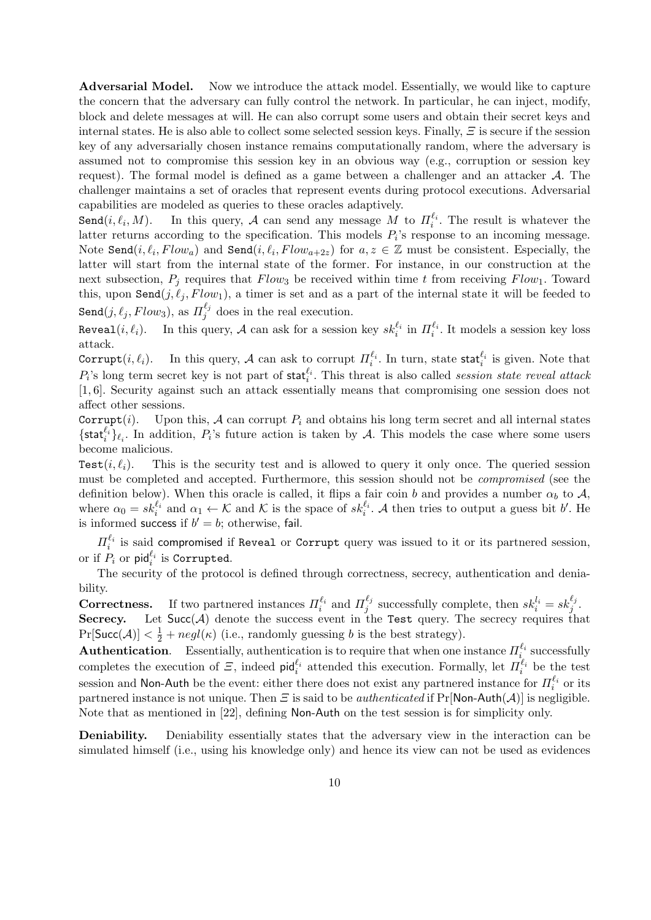**Adversarial Model.** Now we introduce the attack model. Essentially, we would like to capture the concern that the adversary can fully control the network. In particular, he can inject, modify, block and delete messages at will. He can also corrupt some users and obtain their secret keys and internal states. He is also able to collect some selected session keys. Finally, $\Xi$ is secure if the session key of any adversarially chosen instance remains computationally random, where the adversary is assumed not to compromise this session key in an obvious way (e.g., corruption or session key request). The formal model is defined as a game between a challenger and an attacker $\mathcal{A}$. The challenger maintains a set of oracles that represent events during protocol executions. Adversarial capabilities are modeled as queries to these oracles adaptively.

$\mathtt{Send}(i, \ell_i, M)$. In this query, $\mathcal{A}$ can send any message $M$ to $\Pi_i^{\ell_i}$. The result is whatever the latter returns according to the specification. This models $P_i$'s response to an incoming message. Note $\mathtt{Send}(i, \ell_i, Flow_a)$ and $\mathtt{Send}(i, \ell_i, Flow_{a+2z})$ for $a, z \in \mathbb{Z}$ must be consistent. Especially, the latter will start from the internal state of the former. For instance, in our construction at the next subsection, $P_j$ requires that $Flow_3$ be received within time $t$ from receiving $Flow_1$. Toward this, upon $\mathtt{Send}(j, \ell_j, Flow_1)$, a timer is set and as a part of the internal state it will be feeded to $\mathtt{Send}(j, \ell_j, Flow_3)$, as $\Pi_j^{\ell_j}$ does in the real execution.

$\mathtt{Reveal}(i, \ell_i)$. In this query, $\mathcal{A}$ can ask for a session key $sk_i^{\ell_i}$ in $\Pi_i^{\ell_i}$. It models a session key loss attack.

$\mathtt{Corrupt}(i, \ell_i)$. In this query, $\mathcal{A}$ can ask to corrupt $\Pi_i^{\ell_i}$. In turn, state $\mathsf{stat}_i^{\ell_i}$ is given. Note that $P_i$'s long term secret key is not part of $\mathsf{stat}_i^{\ell_i}$. This threat is also called *session state reveal attack* [1, 6]. Security against such an attack essentially means that compromising one session does not affect other sessions.

$\mathtt{Corrupt}(i)$. Upon this, $\mathcal{A}$ can corrupt $P_i$ and obtains his long term secret and all internal states $\{\mathsf{stat}_i^{\ell_i}\}_{\ell_i}$. In addition, $P_i$'s future action is taken by $\mathcal{A}$. This models the case where some users become malicious.

$\mathtt{Test}(i, \ell_i)$. This is the security test and is allowed to query it only once. The queried session must be completed and accepted. Furthermore, this session should not be *compromised* (see the definition below). When this oracle is called, it flips a fair coin $b$ and provides a number $\alpha_b$ to $\mathcal{A}$, where $\alpha_0 = sk_i^{\ell_i}$ and $\alpha_1 \leftarrow \mathcal{K}$ and $\mathcal{K}$ is the space of $sk_i^{\ell_i}$. $\mathcal{A}$ then tries to output a guess bit $b'$. He is informed $\mathsf{success}$ if $b' = b$; otherwise, $\mathsf{fail}$.

$\Pi_i^{\ell_i}$ is said $\mathsf{compromised}$ if $\mathtt{Reveal}$ or $\mathtt{Corrupt}$ query was issued to it or its partnered session, or if $P_i$ or $\mathsf{pid}_i^{\ell_i}$ is $\mathtt{Corrupted}$.

The security of the protocol is defined through correctness, secrecy, authentication and deniability.

**Correctness.** If two partnered instances $\Pi_i^{\ell_i}$ and $\Pi_j^{\ell_j}$ successfully complete, then $sk_i^{l_i} = sk_j^{\ell_j}$.

**Secrecy.** Let $\mathsf{Succ}(\mathcal{A})$ denote the success event in the $\mathtt{Test}$ query. The secrecy requires that $\Pr[\mathsf{Succ}(\mathcal{A})] < \frac{1}{2} + negl(\kappa)$ (i.e., randomly guessing $b$ is the best strategy).

**Authentication**. Essentially, authentication is to require that when one instance $\Pi_i^{\ell_i}$ successfully completes the execution of $\Xi$, indeed $\mathsf{pid}_i^{\ell_i}$ attended this execution. Formally, let $\Pi_i^{\ell_i}$ be the test session and $\mathsf{Non\text{-}Auth}$ be the event: either there does not exist any partnered instance for $\Pi_i^{\ell_i}$ or its partnered instance is not unique. Then $\Xi$ is said to be *authenticated* if $\Pr[\mathsf{Non\text{-}Auth}(\mathcal{A})]$ is negligible. Note that as mentioned in [22], defining $\mathsf{Non\text{-}Auth}$ on the test session is for simplicity only.

**Deniability.** Deniability essentially states that the adversary view in the interaction can be simulated himself (i.e., using his knowledge only) and hence its view can not be used as evidences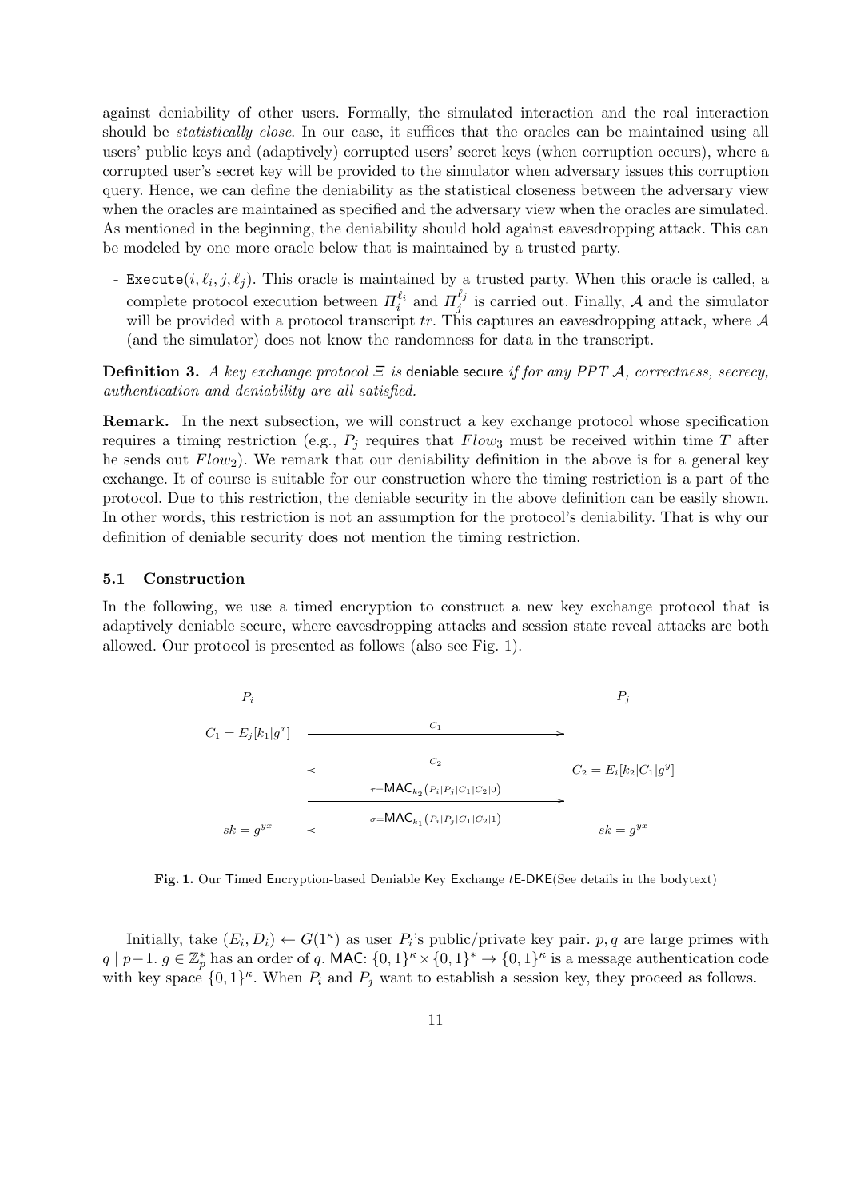against deniability of other users. Formally, the simulated interaction and the real interaction should be *statistically close*. In our case, it suffices that the oracles can be maintained using all users' public keys and (adaptively) corrupted users' secret keys (when corruption occurs), where a corrupted user's secret key will be provided to the simulator when adversary issues this corruption query. Hence, we can define the deniability as the statistical closeness between the adversary view when the oracles are maintained as specified and the adversary view when the oracles are simulated. As mentioned in the beginning, the deniability should hold against eavesdropping attack. This can be modeled by one more oracle below that is maintained by a trusted party.

- Execute$(i, \ell_i, j, \ell_j)$. This oracle is maintained by a trusted party. When this oracle is called, a complete protocol execution between $\Pi_i^{\ell_i}$ and $\Pi_j^{\ell_j}$ is carried out. Finally, $\mathcal{A}$ and the simulator will be provided with a protocol transcript $tr$. This captures an eavesdropping attack, where $\mathcal{A}$ (and the simulator) does not know the randomness for data in the transcript.

**Definition 3.** *A key exchange protocol $\Xi$ is* deniable secure *if for any PPT $\mathcal{A}$, correctness, secrecy, authentication and deniability are all satisfied.*

**Remark.** In the next subsection, we will construct a key exchange protocol whose specification requires a timing restriction (e.g., $P_j$ requires that $Flow_3$ must be received within time $T$ after he sends out $Flow_2$). We remark that our deniability definition in the above is for a general key exchange. It of course is suitable for our construction where the timing restriction is a part of the protocol. Due to this restriction, the deniable security in the above definition can be easily shown. In other words, this restriction is not an assumption for the protocol's deniability. That is why our definition of deniable security does not mention the timing restriction.

### 5.1 Construction

In the following, we use a timed encryption to construct a new key exchange protocol that is adaptively deniable secure, where eavesdropping attacks and session state reveal attacks are both allowed. Our protocol is presented as follows (also see Fig. 1).

| $P_i$ | | $P_j$ |
|---|---|---|
| $C_1 = E_j[k_1 \vert g^x]$ | $\xrightarrow{\quad C_1 \quad}$ | |
| | $\xleftarrow{\quad C_2 \quad}$ | $C_2 = E_i[k_2 \vert C_1 \vert g^y]$ |
| | $\xrightarrow{\tau = \mathsf{MAC}_{k_2}(P_i \vert P_j \vert C_1 \vert C_2 \vert 0)}$ | |
| $sk = g^{yx}$ | $\xleftarrow{\sigma = \mathsf{MAC}_{k_1}(P_i \vert P_j \vert C_1 \vert C_2 \vert 1)}$ | $sk = g^{yx}$ |

**Fig. 1.** Our Timed Encryption-based Deniable Key Exchange $t$E-DKE(See details in the bodytext)

Initially, take $(E_i, D_i) \leftarrow G(1^\kappa)$ as user $P_i$'s public/private key pair. $p, q$ are large primes with $q \mid p-1$. $g \in \mathbb{Z}_p^*$ has an order of $q$. $\mathsf{MAC}$: $\{0,1\}^\kappa \times \{0,1\}^* \rightarrow \{0,1\}^\kappa$ is a message authentication code with key space $\{0,1\}^\kappa$. When $P_i$ and $P_j$ want to establish a session key, they proceed as follows.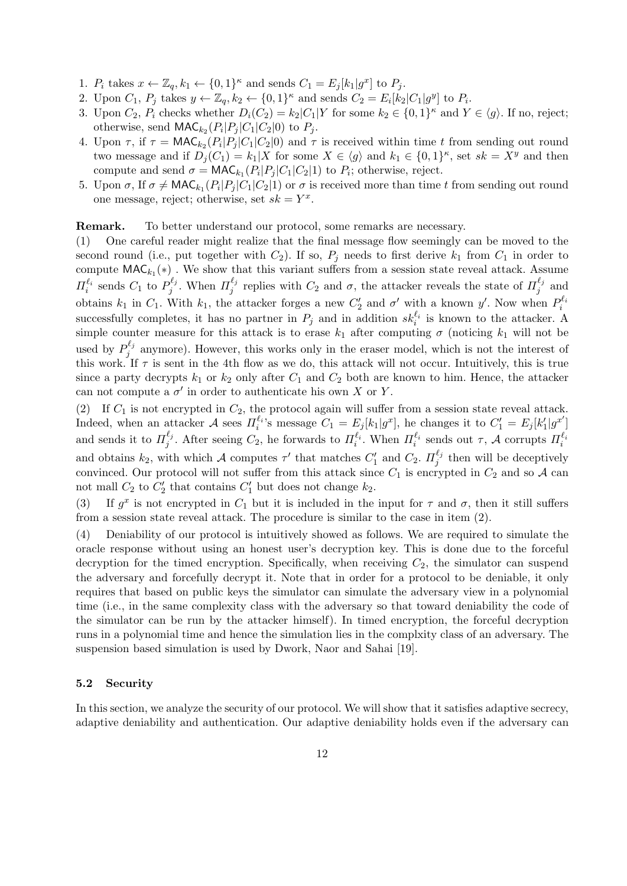1. $P_i$ takes $x \leftarrow \mathbb{Z}_q, k_1 \leftarrow \{0,1\}^\kappa$ and sends $C_1 = E_j[k_1|g^x]$ to $P_j$.
2. Upon $C_1$, $P_j$ takes $y \leftarrow \mathbb{Z}_q, k_2 \leftarrow \{0,1\}^\kappa$ and sends $C_2 = E_i[k_2|C_1|g^y]$ to $P_i$.
3. Upon $C_2$, $P_i$ checks whether $D_i(C_2) = k_2|C_1|Y$ for some $k_2 \in \{0,1\}^\kappa$ and $Y \in \langle g \rangle$. If no, reject; otherwise, send $\mathsf{MAC}_{k_2}(P_i|P_j|C_1|C_2|0)$ to $P_j$.
4. Upon $\tau$, if $\tau = \mathsf{MAC}_{k_2}(P_i|P_j|C_1|C_2|0)$ and $\tau$ is received within time $t$ from sending out round two message and if $D_j(C_1) = k_1|X$ for some $X \in \langle g \rangle$ and $k_1 \in \{0,1\}^\kappa$, set $sk = X^y$ and then compute and send $\sigma = \mathsf{MAC}_{k_1}(P_i|P_j|C_1|C_2|1)$ to $P_i$; otherwise, reject.
5. Upon $\sigma$, If $\sigma \neq \mathsf{MAC}_{k_1}(P_i|P_j|C_1|C_2|1)$ or $\sigma$ is received more than time $t$ from sending out round one message, reject; otherwise, set $sk = Y^x$.

**Remark.** To better understand our protocol, some remarks are necessary.

(1) One careful reader might realize that the final message flow seemingly can be moved to the second round (i.e., put together with $C_2$). If so, $P_j$ needs to first derive $k_1$ from $C_1$ in order to compute $\mathsf{MAC}_{k_1}(*)$ . We show that this variant suffers from a session state reveal attack. Assume $\Pi_i^{\ell_i}$ sends $C_1$ to $P_j^{\ell_j}$. When $\Pi_j^{\ell_j}$ replies with $C_2$ and $\sigma$, the attacker reveals the state of $\Pi_j^{\ell_j}$ and obtains $k_1$ in $C_1$. With $k_1$, the attacker forges a new $C_2'$ and $\sigma'$ with a known $y'$. Now when $P_i^{\ell_i}$ successfully completes, it has no partner in $P_j$ and in addition $sk_i^{\ell_i}$ is known to the attacker. A simple counter measure for this attack is to erase $k_1$ after computing $\sigma$ (noticing $k_1$ will not be used by $P_j^{\ell_j}$ anymore). However, this works only in the eraser model, which is not the interest of this work. If $\tau$ is sent in the 4th flow as we do, this attack will not occur. Intuitively, this is true since a party decrypts $k_1$ or $k_2$ only after $C_1$ and $C_2$ both are known to him. Hence, the attacker can not compute a $\sigma'$ in order to authenticate his own $X$ or $Y$.

(2) If $C_1$ is not encrypted in $C_2$, the protocol again will suffer from a session state reveal attack. Indeed, when an attacker $\mathcal{A}$ sees $\Pi_i^{\ell_i}$'s message $C_1 = E_j[k_1|g^x]$, he changes it to $C_1' = E_j[k_1'|g^{x'}]$ and sends it to $\Pi_j^{\ell_j}$. After seeing $C_2$, he forwards to $\Pi_i^{\ell_i}$. When $\Pi_i^{\ell_i}$ sends out $\tau$, $\mathcal{A}$ corrupts $\Pi_i^{\ell_i}$ and obtains $k_2$, with which $\mathcal{A}$ computes $\tau'$ that matches $C_1'$ and $C_2$. $\Pi_j^{\ell_j}$ then will be deceptively convinced. Our protocol will not suffer from this attack since $C_1$ is encrypted in $C_2$ and so $\mathcal{A}$ can not mall $C_2$ to $C_2'$ that contains $C_1'$ but does not change $k_2$.

(3) If $g^x$ is not encrypted in $C_1$ but it is included in the input for $\tau$ and $\sigma$, then it still suffers from a session state reveal attack. The procedure is similar to the case in item (2).

(4) Deniability of our protocol is intuitively showed as follows. We are required to simulate the oracle response without using an honest user's decryption key. This is done due to the forceful decryption for the timed encryption. Specifically, when receiving $C_2$, the simulator can suspend the adversary and forcefully decrypt it. Note that in order for a protocol to be deniable, it only requires that based on public keys the simulator can simulate the adversary view in a polynomial time (i.e., in the same complexity class with the adversary so that toward deniability the code of the simulator can be run by the attacker himself). In timed encryption, the forceful decryption runs in a polynomial time and hence the simulation lies in the complxity class of an adversary. The suspension based simulation is used by Dwork, Naor and Sahai [19].

### 5.2 Security

In this section, we analyze the security of our protocol. We will show that it satisfies adaptive secrecy, adaptive deniability and authentication. Our adaptive deniability holds even if the adversary can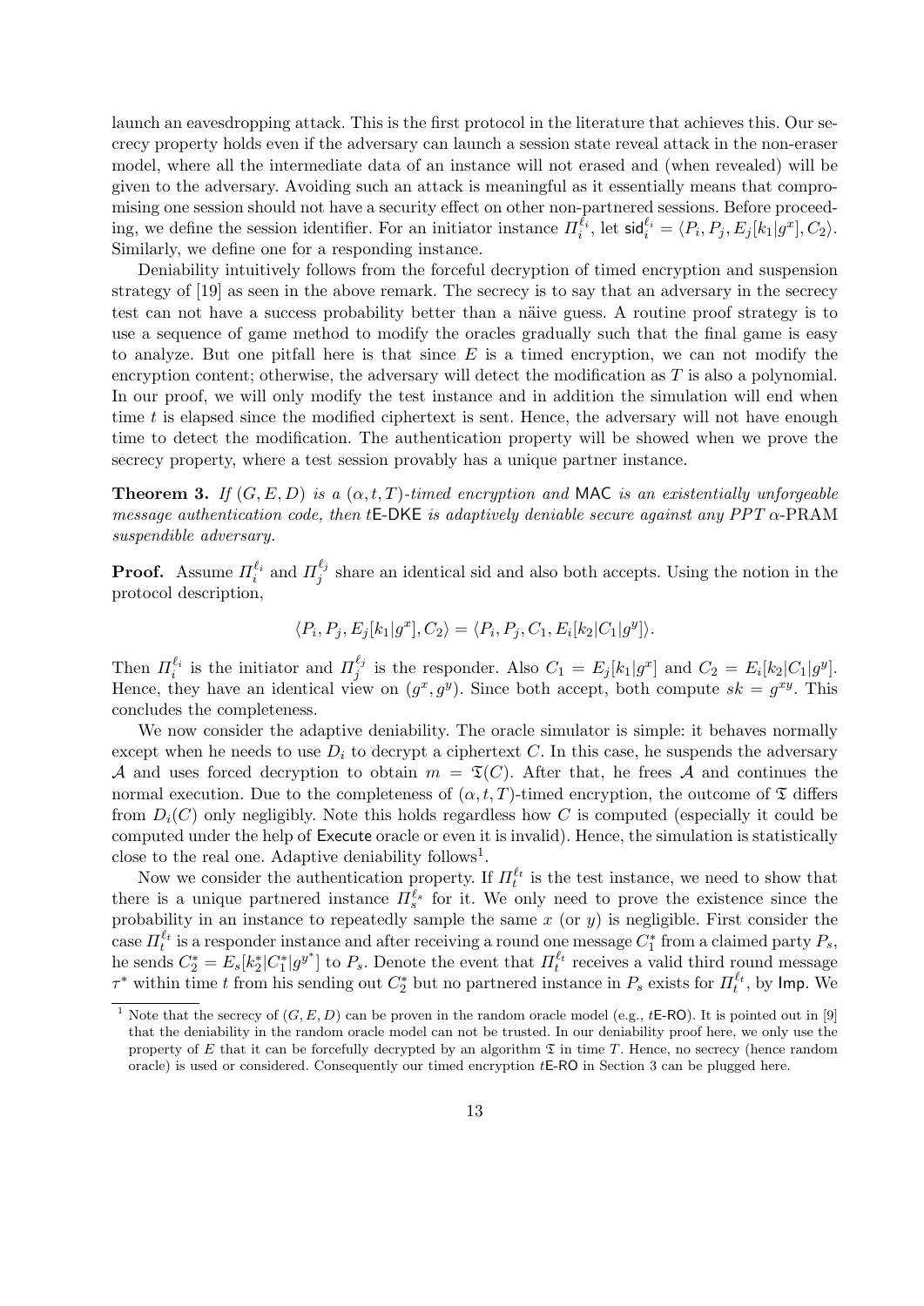launch an eavesdropping attack. This is the first protocol in the literature that achieves this. Our secrecy property holds even if the adversary can launch a session state reveal attack in the non-eraser model, where all the intermediate data of an instance will not erased and (when revealed) will be given to the adversary. Avoiding such an attack is meaningful as it essentially means that compromising one session should not have a security effect on other non-partnered sessions. Before proceeding, we define the session identifier. For an initiator instance $\Pi_i^{\ell_i}$, let $\mathsf{sid}_i^{\ell_i} = \langle P_i, P_j, E_j[k_1|g^x], C_2\rangle$. Similarly, we define one for a responding instance.

Deniability intuitively follows from the forceful decryption of timed encryption and suspension strategy of [19] as seen in the above remark. The secrecy is to say that an adversary in the secrecy test can not have a success probability better than a näive guess. A routine proof strategy is to use a sequence of game method to modify the oracles gradually such that the final game is easy to analyze. But one pitfall here is that since $E$ is a timed encryption, we can not modify the encryption content; otherwise, the adversary will detect the modification as $T$ is also a polynomial. In our proof, we will only modify the test instance and in addition the simulation will end when time $t$ is elapsed since the modified ciphertext is sent. Hence, the adversary will not have enough time to detect the modification. The authentication property will be showed when we prove the secrecy property, where a test session provably has a unique partner instance.

**Theorem 3.** *If $(G, E, D)$ is a $(\alpha, t, T)$-timed encryption and* MAC *is an existentially unforgeable message authentication code, then* $t$E-DKE *is adaptively deniable secure against any PPT $\alpha$-PRAM suspendible adversary.*

**Proof.** Assume $\Pi_i^{\ell_i}$ and $\Pi_j^{\ell_j}$ share an identical sid and also both accepts. Using the notion in the protocol description,

$$\langle P_i, P_j, E_j[k_1|g^x], C_2\rangle = \langle P_i, P_j, C_1, E_i[k_2|C_1|g^y]\rangle.$$

Then $\Pi_i^{\ell_i}$ is the initiator and $\Pi_j^{\ell_j}$ is the responder. Also $C_1 = E_j[k_1|g^x]$ and $C_2 = E_i[k_2|C_1|g^y]$. Hence, they have an identical view on $(g^x, g^y)$. Since both accept, both compute $sk = g^{xy}$. This concludes the completeness.

We now consider the adaptive deniability. The oracle simulator is simple: it behaves normally except when he needs to use $D_i$ to decrypt a ciphertext $C$. In this case, he suspends the adversary $\mathcal{A}$ and uses forced decryption to obtain $m = \mathfrak{T}(C)$. After that, he frees $\mathcal{A}$ and continues the normal execution. Due to the completeness of $(\alpha, t, T)$-timed encryption, the outcome of $\mathfrak{T}$ differs from $D_i(C)$ only negligibly. Note this holds regardless how $C$ is computed (especially it could be computed under the help of Execute oracle or even it is invalid). Hence, the simulation is statistically close to the real one. Adaptive deniability follows[1].

Now we consider the authentication property. If $\Pi_t^{\ell_t}$ is the test instance, we need to show that there is a unique partnered instance $\Pi_s^{\ell_s}$ for it. We only need to prove the existence since the probability in an instance to repeatedly sample the same $x$ (or $y$) is negligible. First consider the case $\Pi_t^{\ell_t}$ is a responder instance and after receiving a round one message $C_1^*$ from a claimed party $P_s$, he sends $C_2^* = E_s[k_2^*|C_1^*|g^{y^*}]$ to $P_s$. Denote the event that $\Pi_t^{\ell_t}$ receives a valid third round message $\tau^*$ within time $t$ from his sending out $C_2^*$ but no partnered instance in $P_s$ exists for $\Pi_t^{\ell_t}$, by Imp. We

[1] Note that the secrecy of $(G, E, D)$ can be proven in the random oracle model (e.g., $t$E-RO). It is pointed out in [9] that the deniability in the random oracle model can not be trusted. In our deniability proof here, we only use the property of $E$ that it can be forcefully decrypted by an algorithm $\mathfrak{T}$ in time $T$. Hence, no secrecy (hence random oracle) is used or considered. Consequently our timed encryption $t$E-RO in Section 3 can be plugged here.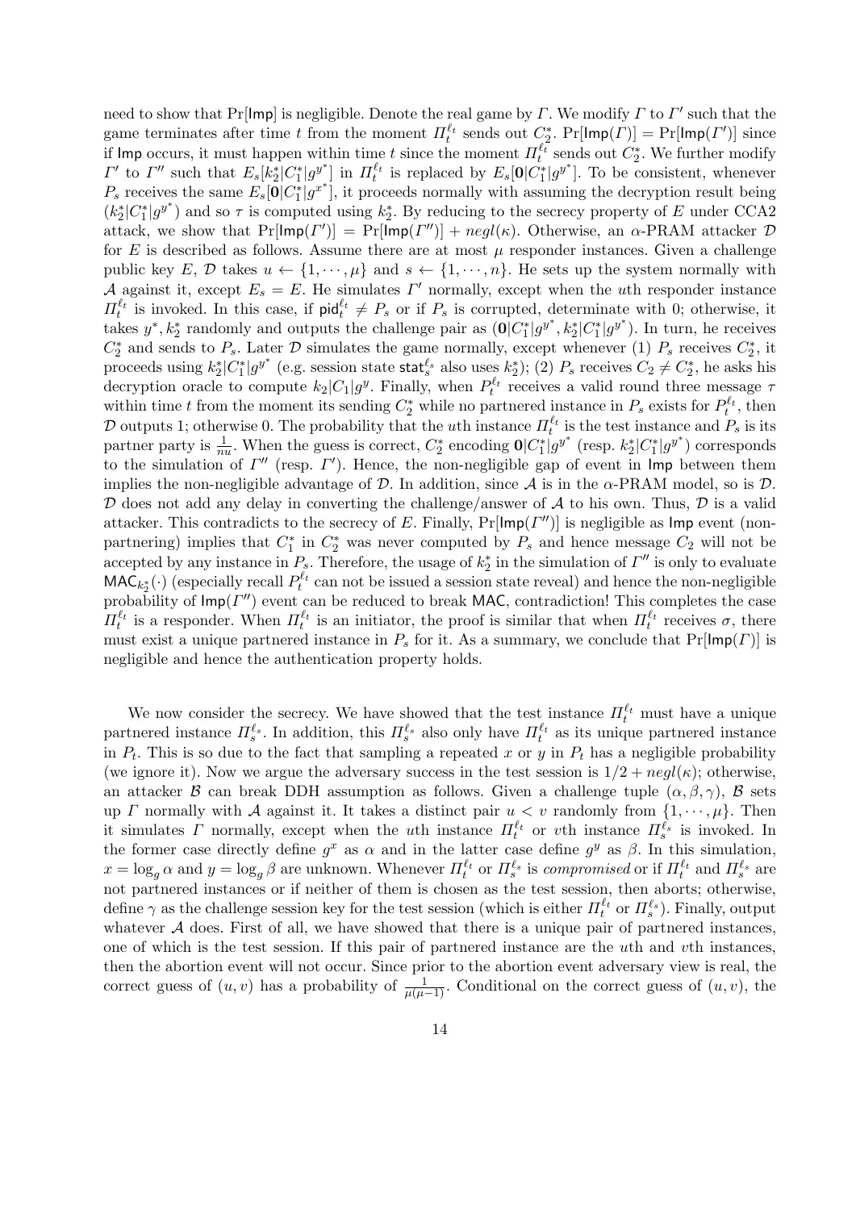need to show that $\Pr[\mathsf{Imp}]$ is negligible. Denote the real game by $\Gamma$. We modify $\Gamma$ to $\Gamma'$ such that the game terminates after time $t$ from the moment $\Pi_t^{\ell_t}$ sends out $C_2^*$. $\Pr[\mathsf{Imp}(\Gamma)] = \Pr[\mathsf{Imp}(\Gamma')]$ since if $\mathsf{Imp}$ occurs, it must happen within time $t$ since the moment $\Pi_t^{\ell_t}$ sends out $C_2^*$. We further modify $\Gamma'$ to $\Gamma''$ such that $E_s[k_2^*|C_1^*|g^{y^*}]$ in $\Pi_t^{\ell_t}$ is replaced by $E_s[\mathbf{0}|C_1^*|g^{y^*}]$. To be consistent, whenever $P_s$ receives the same $E_s[\mathbf{0}|C_1^*|g^{x^*}]$, it proceeds normally with assuming the decryption result being $(k_2^*|C_1^*|g^{y^*})$ and so $\tau$ is computed using $k_2^*$. By reducing to the secrecy property of $E$ under CCA2 attack, we show that $\Pr[\mathsf{Imp}(\Gamma')] = \Pr[\mathsf{Imp}(\Gamma'')] + negl(\kappa)$. Otherwise, an $\alpha$-PRAM attacker $\mathcal{D}$ for $E$ is described as follows. Assume there are at most $\mu$ responder instances. Given a challenge public key $E$, $\mathcal{D}$ takes $u \leftarrow \{1, \cdots, \mu\}$ and $s \leftarrow \{1, \cdots, n\}$. He sets up the system normally with $\mathcal{A}$ against it, except $E_s = E$. He simulates $\Gamma'$ normally, except when the $u$th responder instance $\Pi_t^{\ell_t}$ is invoked. In this case, if $\mathsf{pid}_t^{\ell_t} \neq P_s$ or if $P_s$ is corrupted, determinate with 0; otherwise, it takes $y^*, k_2^*$ randomly and outputs the challenge pair as $(\mathbf{0}|C_1^*|g^{y^*}, k_2^*|C_1^*|g^{y^*})$. In turn, he receives $C_2^*$ and sends to $P_s$. Later $\mathcal{D}$ simulates the game normally, except whenever (1) $P_s$ receives $C_2^*$, it proceeds using $k_2^*|C_1^*|g^{y^*}$ (e.g. session state $\mathsf{stat}_s^{\ell_s}$ also uses $k_2^*$); (2) $P_s$ receives $C_2 \neq C_2^*$, he asks his decryption oracle to compute $k_2|C_1|g^y$. Finally, when $P_t^{\ell_t}$ receives a valid round three message $\tau$ within time $t$ from the moment its sending $C_2^*$ while no partnered instance in $P_s$ exists for $P_t^{\ell_t}$, then $\mathcal{D}$ outputs 1; otherwise 0. The probability that the $u$th instance $\Pi_t^{\ell_t}$ is the test instance and $P_s$ is its partner party is $\frac{1}{nu}$. When the guess is correct, $C_2^*$ encoding $\mathbf{0}|C_1^*|g^{y^*}$ (resp. $k_2^*|C_1^*|g^{y^*}$) corresponds to the simulation of $\Gamma''$ (resp. $\Gamma'$). Hence, the non-negligible gap of event in $\mathsf{Imp}$ between them implies the non-negligible advantage of $\mathcal{D}$. In addition, since $\mathcal{A}$ is in the $\alpha$-PRAM model, so is $\mathcal{D}$. $\mathcal{D}$ does not add any delay in converting the challenge/answer of $\mathcal{A}$ to his own. Thus, $\mathcal{D}$ is a valid attacker. This contradicts to the secrecy of $E$. Finally, $\Pr[\mathsf{Imp}(\Gamma'')]$ is negligible as $\mathsf{Imp}$ event (non-partnering) implies that $C_1^*$ in $C_2^*$ was never computed by $P_s$ and hence message $C_2$ will not be accepted by any instance in $P_s$. Therefore, the usage of $k_2^*$ in the simulation of $\Gamma''$ is only to evaluate $\mathsf{MAC}_{k_2^*}(\cdot)$ (especially recall $P_t^{\ell_t}$ can not be issued a session state reveal) and hence the non-negligible probability of $\mathsf{Imp}(\Gamma'')$ event can be reduced to break $\mathsf{MAC}$, contradiction! This completes the case $\Pi_t^{\ell_t}$ is a responder. When $\Pi_t^{\ell_t}$ is an initiator, the proof is similar that when $\Pi_t^{\ell_t}$ receives $\sigma$, there must exist a unique partnered instance in $P_s$ for it. As a summary, we conclude that $\Pr[\mathsf{Imp}(\Gamma)]$ is negligible and hence the authentication property holds.

We now consider the secrecy. We have showed that the test instance $\Pi_t^{\ell_t}$ must have a unique partnered instance $\Pi_s^{\ell_s}$. In addition, this $\Pi_s^{\ell_s}$ also only have $\Pi_t^{\ell_t}$ as its unique partnered instance in $P_t$. This is so due to the fact that sampling a repeated $x$ or $y$ in $P_t$ has a negligible probability (we ignore it). Now we argue the adversary success in the test session is $1/2 + negl(\kappa)$; otherwise, an attacker $\mathcal{B}$ can break DDH assumption as follows. Given a challenge tuple $(\alpha, \beta, \gamma)$, $\mathcal{B}$ sets up $\Gamma$ normally with $\mathcal{A}$ against it. It takes a distinct pair $u < v$ randomly from $\{1, \cdots, \mu\}$. Then it simulates $\Gamma$ normally, except when the $u$th instance $\Pi_t^{\ell_t}$ or $v$th instance $\Pi_s^{\ell_s}$ is invoked. In the former case directly define $g^x$ as $\alpha$ and in the latter case define $g^y$ as $\beta$. In this simulation, $x = \log_g \alpha$ and $y = \log_g \beta$ are unknown. Whenever $\Pi_t^{\ell_t}$ or $\Pi_s^{\ell_s}$ is *compromised* or if $\Pi_t^{\ell_t}$ and $\Pi_s^{\ell_s}$ are not partnered instances or if neither of them is chosen as the test session, then aborts; otherwise, define $\gamma$ as the challenge session key for the test session (which is either $\Pi_t^{\ell_t}$ or $\Pi_s^{\ell_s}$). Finally, output whatever $\mathcal{A}$ does. First of all, we have showed that there is a unique pair of partnered instances, one of which is the test session. If this pair of partnered instance are the $u$th and $v$th instances, then the abortion event will not occur. Since prior to the abortion event adversary view is real, the correct guess of $(u, v)$ has a probability of $\frac{1}{\mu(\mu-1)}$. Conditional on the correct guess of $(u, v)$, the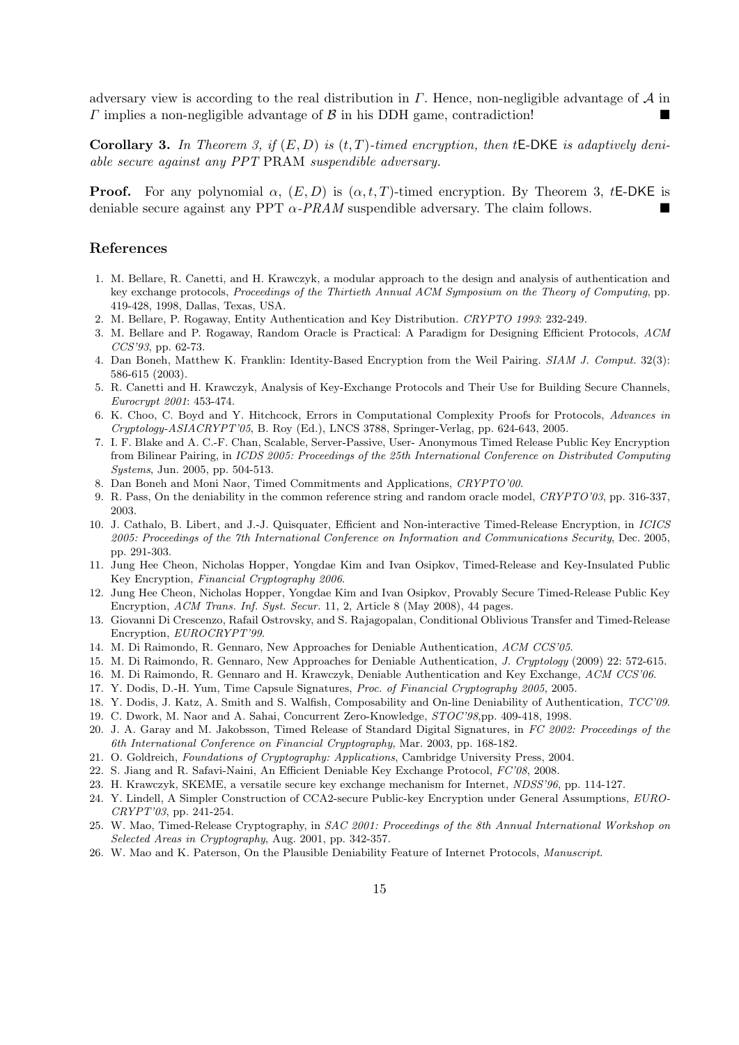adversary view is according to the real distribution in $\Gamma$. Hence, non-negligible advantage of $\mathcal{A}$ in $\Gamma$ implies a non-negligible advantage of $\mathcal{B}$ in his DDH game, contradiction! ■

**Corollary 3.** *In Theorem 3, if $(E, D)$ is $(t, T)$-timed encryption, then t*E-DKE *is adaptively deniable secure against any PPT* PRAM *suspendible adversary.*

**Proof.** For any polynomial $\alpha$, $(E, D)$ is $(\alpha, t, T)$-timed encryption. By Theorem 3, $t$E-DKE is deniable secure against any PPT $\alpha$-*PRAM* suspendible adversary. The claim follows. ■

## References

1. M. Bellare, R. Canetti, and H. Krawczyk, a modular approach to the design and analysis of authentication and key exchange protocols, *Proceedings of the Thirtieth Annual ACM Symposium on the Theory of Computing*, pp. 419-428, 1998, Dallas, Texas, USA.
2. M. Bellare, P. Rogaway, Entity Authentication and Key Distribution. *CRYPTO 1993*: 232-249.
3. M. Bellare and P. Rogaway, Random Oracle is Practical: A Paradigm for Designing Efficient Protocols, *ACM CCS'93*, pp. 62-73.
4. Dan Boneh, Matthew K. Franklin: Identity-Based Encryption from the Weil Pairing. *SIAM J. Comput.* 32(3): 586-615 (2003).
5. R. Canetti and H. Krawczyk, Analysis of Key-Exchange Protocols and Their Use for Building Secure Channels, *Eurocrypt 2001*: 453-474.
6. K. Choo, C. Boyd and Y. Hitchcock, Errors in Computational Complexity Proofs for Protocols, *Advances in Cryptology-ASIACRYPT'05*, B. Roy (Ed.), LNCS 3788, Springer-Verlag, pp. 624-643, 2005.
7. I. F. Blake and A. C.-F. Chan, Scalable, Server-Passive, User- Anonymous Timed Release Public Key Encryption from Bilinear Pairing, in *ICDS 2005: Proceedings of the 25th International Conference on Distributed Computing Systems*, Jun. 2005, pp. 504-513.
8. Dan Boneh and Moni Naor, Timed Commitments and Applications, *CRYPTO'00*.
9. R. Pass, On the deniability in the common reference string and random oracle model, *CRYPTO'03*, pp. 316-337, 2003.
10. J. Cathalo, B. Libert, and J.-J. Quisquater, Efficient and Non-interactive Timed-Release Encryption, in *ICICS 2005: Proceedings of the 7th International Conference on Information and Communications Security*, Dec. 2005, pp. 291-303.
11. Jung Hee Cheon, Nicholas Hopper, Yongdae Kim and Ivan Osipkov, Timed-Release and Key-Insulated Public Key Encryption, *Financial Cryptography 2006*.
12. Jung Hee Cheon, Nicholas Hopper, Yongdae Kim and Ivan Osipkov, Provably Secure Timed-Release Public Key Encryption, *ACM Trans. Inf. Syst. Secur.* 11, 2, Article 8 (May 2008), 44 pages.
13. Giovanni Di Crescenzo, Rafail Ostrovsky, and S. Rajagopalan, Conditional Oblivious Transfer and Timed-Release Encryption, *EUROCRYPT'99*.
14. M. Di Raimondo, R. Gennaro, New Approaches for Deniable Authentication, *ACM CCS'05*.
15. M. Di Raimondo, R. Gennaro, New Approaches for Deniable Authentication, *J. Cryptology* (2009) 22: 572-615.
16. M. Di Raimondo, R. Gennaro and H. Krawczyk, Deniable Authentication and Key Exchange, *ACM CCS'06*.
17. Y. Dodis, D.-H. Yum, Time Capsule Signatures, *Proc. of Financial Cryptography 2005*, 2005.
18. Y. Dodis, J. Katz, A. Smith and S. Walfish, Composability and On-line Deniability of Authentication, *TCC'09*.
19. C. Dwork, M. Naor and A. Sahai, Concurrent Zero-Knowledge, *STOC'98*,pp. 409-418, 1998.
20. J. A. Garay and M. Jakobsson, Timed Release of Standard Digital Signatures, in *FC 2002: Proceedings of the 6th International Conference on Financial Cryptography*, Mar. 2003, pp. 168-182.
21. O. Goldreich, *Foundations of Cryptography: Applications*, Cambridge University Press, 2004.
22. S. Jiang and R. Safavi-Naini, An Efficient Deniable Key Exchange Protocol, *FC'08*, 2008.
23. H. Krawczyk, SKEME, a versatile secure key exchange mechanism for Internet, *NDSS'96*, pp. 114-127.
24. Y. Lindell, A Simpler Construction of CCA2-secure Public-key Encryption under General Assumptions, *EUROCRYPT'03*, pp. 241-254.
25. W. Mao, Timed-Release Cryptography, in *SAC 2001: Proceedings of the 8th Annual International Workshop on Selected Areas in Cryptography*, Aug. 2001, pp. 342-357.
26. W. Mao and K. Paterson, On the Plausible Deniability Feature of Internet Protocols, *Manuscript*.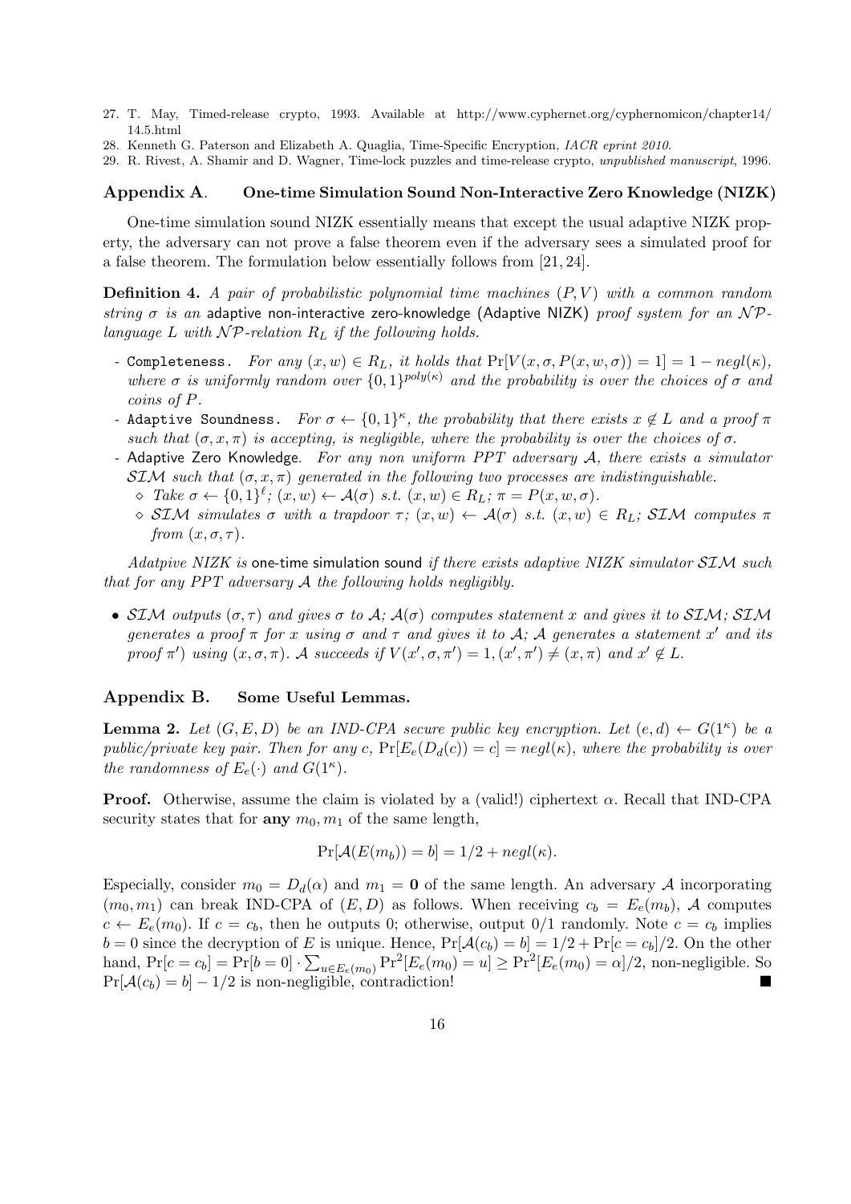27. T. May, Timed-release crypto, 1993. Available at http://www.cyphernet.org/cyphernomicon/chapter14/14.5.html
28. Kenneth G. Paterson and Elizabeth A. Quaglia, Time-Specific Encryption, *IACR eprint 2010*.
29. R. Rivest, A. Shamir and D. Wagner, Time-lock puzzles and time-release crypto, *unpublished manuscript*, 1996.

## Appendix A. One-time Simulation Sound Non-Interactive Zero Knowledge (NIZK)

One-time simulation sound NIZK essentially means that except the usual adaptive NIZK property, the adversary can not prove a false theorem even if the adversary sees a simulated proof for a false theorem. The formulation below essentially follows from [21, 24].

**Definition 4.** *A pair of probabilistic polynomial time machines $(P, V)$ with a common random string $\sigma$ is an* adaptive non-interactive zero-knowledge (Adaptive NIZK) *proof system for an $\mathcal{NP}$-language $L$ with $\mathcal{NP}$-relation $R_L$ if the following holds.*

- `Completeness.` *For any $(x, w) \in R_L$, it holds that $\Pr[V(x, \sigma, P(x, w, \sigma)) = 1] = 1 - negl(\kappa)$, where $\sigma$ is uniformly random over $\{0, 1\}^{poly(\kappa)}$ and the probability is over the choices of $\sigma$ and coins of $P$.*
- `Adaptive Soundness.` *For $\sigma \leftarrow \{0, 1\}^{\kappa}$, the probability that there exists $x \notin L$ and a proof $\pi$ such that $(\sigma, x, \pi)$ is accepting, is negligible, where the probability is over the choices of $\sigma$.*
- Adaptive Zero Knowledge. *For any non uniform PPT adversary $\mathcal{A}$, there exists a simulator $\mathcal{SIM}$ such that $(x, \sigma, \pi)$ generated in the following two processes are indistinguishable.*
  - ⋄ *Take $\sigma \leftarrow \{0, 1\}^{\ell}$; $(x, w) \leftarrow \mathcal{A}(\sigma)$ s.t. $(x, w) \in R_L$; $\pi = P(x, w, \sigma)$.*
  - ⋄ *$\mathcal{SIM}$ simulates $\sigma$ with a trapdoor $\tau$; $(x, w) \leftarrow \mathcal{A}(\sigma)$ s.t. $(x, w) \in R_L$; $\mathcal{SIM}$ computes $\pi$ from $(x, \sigma, \tau)$.*

*Adatpive NIZK is* one-time simulation sound *if there exists adaptive NIZK simulator $\mathcal{SIM}$ such that for any PPT adversary $\mathcal{A}$ the following holds negligibly.*

- *$\mathcal{SIM}$ outputs $(\sigma, \tau)$ and gives $\sigma$ to $\mathcal{A}$; $\mathcal{A}(\sigma)$ computes statement $x$ and gives it to $\mathcal{SIM}$; $\mathcal{SIM}$ generates a proof $\pi$ for $x$ using $\sigma$ and $\tau$ and gives it to $\mathcal{A}$; $\mathcal{A}$ generates a statement $x'$ and its proof $\pi'$) using $(x, \sigma, \pi)$. $\mathcal{A}$ succeeds if $V(x', \sigma, \pi') = 1, (x', \pi') \neq (x, \pi)$ and $x' \notin L$.*

## Appendix B. Some Useful Lemmas.

**Lemma 2.** *Let $(G, E, D)$ be an IND-CPA secure public key encryption. Let $(e, d) \leftarrow G(1^{\kappa})$ be a public/private key pair. Then for any $c$, $\Pr[E_e(D_d(c)) = c] = negl(\kappa)$, where the probability is over the randomness of $E_e(\cdot)$ and $G(1^{\kappa})$.*

**Proof.** Otherwise, assume the claim is violated by a (valid!) ciphertext $\alpha$. Recall that IND-CPA security states that for **any** $m_0, m_1$ of the same length,

$$\Pr[\mathcal{A}(E(m_b)) = b] = 1/2 + negl(\kappa).$$

Especially, consider $m_0 = D_d(\alpha)$ and $m_1 = \mathbf{0}$ of the same length. An adversary $\mathcal{A}$ incorporating $(m_0, m_1)$ can break IND-CPA of $(E, D)$ as follows. When receiving $c_b = E_e(m_b)$, $\mathcal{A}$ computes $c \leftarrow E_e(m_0)$. If $c = c_b$, then he outputs 0; otherwise, output 0/1 randomly. Note $c = c_b$ implies $b = 0$ since the decryption of $E$ is unique. Hence, $\Pr[\mathcal{A}(c_b) = b] = 1/2 + \Pr[c = c_b]/2$. On the other hand, $\Pr[c = c_b] = \Pr[b = 0] \cdot \sum_{u \in E_e(m_0)} \Pr^2[E_e(m_0) = u] \geq \Pr^2[E_e(m_0) = \alpha]/2$, non-negligible. So $\Pr[\mathcal{A}(c_b) = b] - 1/2$ is non-negligible, contradiction! ■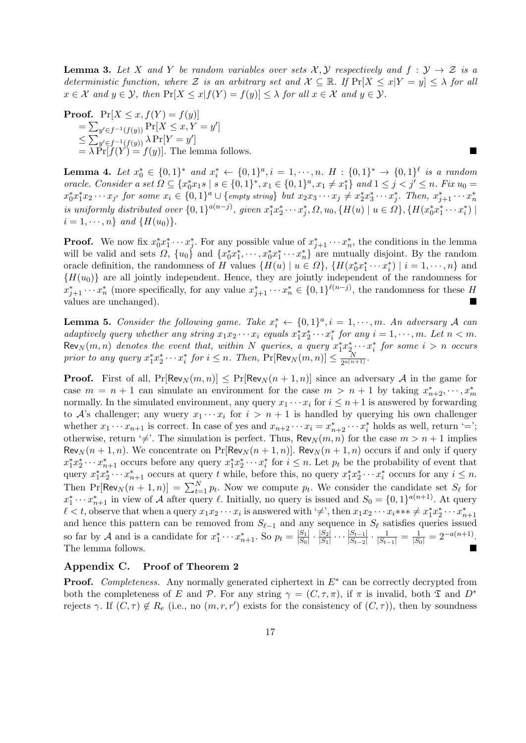**Lemma 3.** *Let $X$ and $Y$ be random variables over sets $\mathcal{X}, \mathcal{Y}$ respectively and $f : \mathcal{Y} \to \mathcal{Z}$ is a deterministic function, where $\mathcal{Z}$ is an arbitrary set and $\mathcal{X} \subseteq \mathbb{R}$. If $\Pr[X \leq x | Y = y] \leq \lambda$ for all $x \in \mathcal{X}$ and $y \in \mathcal{Y}$, then $\Pr[X \leq x | f(Y) = f(y)] \leq \lambda$ for all $x \in \mathcal{X}$ and $y \in \mathcal{Y}$.*

**Proof.** $\Pr[X \leq x, f(Y) = f(y)]$
$= \sum_{y' \in f^{-1}(f(y))} \Pr[X \leq x, Y = y']$
$\leq \sum_{y' \in f^{-1}(f(y))} \lambda \Pr[Y = y']$
$= \lambda \Pr[f(Y) = f(y)]$. The lemma follows. ∎

**Lemma 4.** *Let $x_0^* \in \{0,1\}^*$ and $x_i^* \leftarrow \{0,1\}^a, i = 1, \cdots, n$. $H : \{0,1\}^* \to \{0,1\}^\ell$ is a random oracle. Consider a set $\Omega \subseteq \{x_0^* x_1 s \mid s \in \{0,1\}^*, x_1 \in \{0,1\}^a, x_1 \neq x_1^*\}$ and $1 \leq j < j' \leq n$. Fix $u_0 = x_0^* x_1^* x_2 \cdots x_{j'}$ for some $x_i \in \{0,1\}^a \cup \{\text{empty string}\}$ but $x_2 x_3 \cdots x_j \neq x_2^* x_3^* \cdots x_j^*$. Then, $x_{j+1}^* \cdots x_n^*$ is uniformly distributed over $\{0,1\}^{a(n-j)}$, given $x_1^* x_2^* \cdots x_j^*, \Omega, u_0, \{H(u) \mid u \in \Omega\}, \{H(x_0^* x_1^* \cdots x_i^*) \mid i = 1, \cdots, n\}$ and $\{H(u_0)\}$.*

**Proof.** We now fix $x_0^* x_1^* \cdots x_j^*$. For any possible value of $x_{j+1}^* \cdots x_n^*$, the conditions in the lemma will be valid and sets $\Omega$, $\{u_0\}$ and $\{x_0^* x_1^*, \cdots, x_0^* x_1^* \cdots x_n^*\}$ are mutually disjoint. By the random oracle definition, the randomness of $H$ values $\{H(u) \mid u \in \Omega\}$, $\{H(x_0^* x_1^* \cdots x_i^*) \mid i = 1, \cdots, n\}$ and $\{H(u_0)\}$ are all jointly independent. Hence, they are jointly independent of the randomness for $x_{j+1}^* \cdots x_n^*$ (more specifically, for any value $x_{j+1}^* \cdots x_n^* \in \{0,1\}^{\ell(n-j)}$, the randomness for these $H$ values are unchanged). ∎

**Lemma 5.** *Consider the following game. Take $x_i^* \leftarrow \{0,1\}^a, i = 1, \cdots, m$. An adversary $\mathcal{A}$ can adaptively query whether any string $x_1 x_2 \cdots x_i$ equals $x_1^* x_2^* \cdots x_i^*$ for any $i = 1, \cdots, m$. Let $n < m$. $\mathsf{Rev}_N(m, n)$ denotes the event that, within $N$ queries, a query $x_1^* x_2^* \cdots x_i^*$ for some $i > n$ occurs prior to any query $x_1^* x_2^* \cdots x_i^*$ for $i \leq n$. Then, $\Pr[\mathsf{Rev}_N(m, n)] \leq \frac{N}{2^{a(n+1)}}$.*

**Proof.** First of all, $\Pr[\mathsf{Rev}_N(m, n)] \leq \Pr[\mathsf{Rev}_N(n+1, n)]$ since an adversary $\mathcal{A}$ in the game for case $m = n+1$ can simulate an environment for the case $m > n+1$ by taking $x_{n+2}^*, \cdots, x_m^*$ normally. In the simulated environment, any query $x_1 \cdots x_i$ for $i \leq n+1$ is answered by forwarding to $\mathcal{A}$'s challenger; any wuery $x_1 \cdots x_i$ for $i > n+1$ is handled by querying his own challenger whether $x_1 \cdots x_{n+1}$ is correct. In case of yes and $x_{n+2} \cdots x_i = x_{n+2}^* \cdots x_i^*$ holds as well, return '='; otherwise, return '$\neq$'. The simulation is perfect. Thus, $\mathsf{Rev}_N(m, n)$ for the case $m > n+1$ implies $\mathsf{Rev}_N(n+1, n)$. We concentrate on $\Pr[\mathsf{Rev}_N(n+1, n)]$. $\mathsf{Rev}_N(n+1, n)$ occurs if and only if query $x_1^* x_2^* \cdots x_{n+1}^*$ occurs before any query $x_1^* x_2^* \cdots x_i^*$ for $i \leq n$. Let $p_t$ be the probability of event that query $x_1^* x_2^* \cdots x_{n+1}^*$ occurs at query $t$ while, before this, no query $x_1^* x_2^* \cdots x_i^*$ occurs for any $i \leq n$. Then $\Pr[\mathsf{Rev}_N(n+1, n)] = \sum_{t=1}^N p_t$. Now we compute $p_t$. We consider the candidate set $S_\ell$ for $x_1^* \cdots x_{n+1}^*$ in view of $\mathcal{A}$ after query $\ell$. Initially, no query is issued and $S_0 = \{0,1\}^{a(n+1)}$. At query $\ell < t$, observe that when a query $x_1 x_2 \cdots x_i$ is answered with '$\neq$', then $x_1 x_2 \cdots x_i{*}{*}{*} \neq x_1^* x_2^* \cdots x_{n+1}^*$ and hence this pattern can be removed from $S_{\ell-1}$ and any sequence in $S_\ell$ satisfies queries issued so far by $\mathcal{A}$ and is a candidate for $x_1^* \cdots x_{n+1}^*$. So $p_t = \frac{|S_1|}{|S_0|} \cdot \frac{|S_2|}{|S_1|} \cdots \frac{|S_{t-1}|}{|S_{t-2}|} \cdot \frac{1}{|S_{t-1}|} = \frac{1}{|S_0|} = 2^{-a(n+1)}$. The lemma follows. ∎

## Appendix C. Proof of Theorem 2

**Proof.** *Completeness.* Any normally generated ciphertext in $E^*$ can be correctly decrypted from both the completeness of $E$ and $\mathcal{P}$. For any string $\gamma = (C, \tau, \pi)$, if $\pi$ is invalid, both $\mathfrak{T}$ and $D^*$ rejects $\gamma$. If $(C, \tau) \notin R_e$ (i.e., no $(m, r, r')$ exists for the consistency of $(C, \tau)$), then by soundness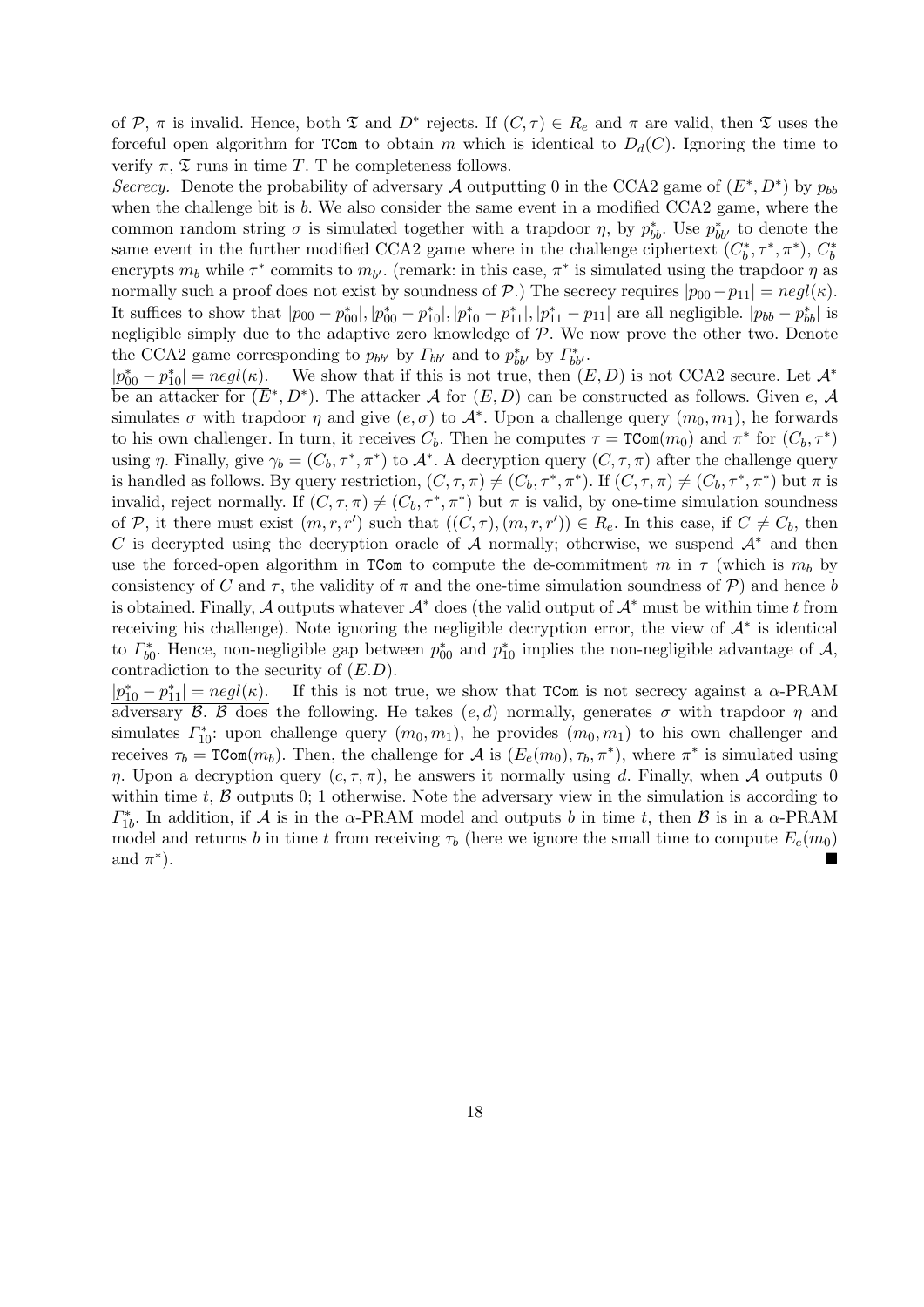of $\mathcal{P}$, $\pi$ is invalid. Hence, both $\mathfrak{T}$ and $D^*$ rejects. If $(C, \tau) \in R_e$ and $\pi$ are valid, then $\mathfrak{T}$ uses the forceful open algorithm for $\texttt{TCom}$ to obtain $m$ which is identical to $D_d(C)$. Ignoring the time to verify $\pi$, $\mathfrak{T}$ runs in time $T$. T he completeness follows.

*Secrecy.* Denote the probability of adversary $\mathcal{A}$ outputting 0 in the CCA2 game of $(E^*, D^*)$ by $p_{bb}$ when the challenge bit is $b$. We also consider the same event in a modified CCA2 game, where the common random string $\sigma$ is simulated together with a trapdoor $\eta$, by $p^*_{bb}$. Use $p^*_{bb'}$ to denote the same event in the further modified CCA2 game where in the challenge ciphertext $(C^*_b, \tau^*, \pi^*)$, $C^*_b$ encrypts $m_b$ while $\tau^*$ commits to $m_{b'}$. (remark: in this case, $\pi^*$ is simulated using the trapdoor $\eta$ as normally such a proof does not exist by soundness of $\mathcal{P}$.) The secrecy requires $|p_{00} - p_{11}| = negl(\kappa)$. It suffices to show that $|p_{00} - p^*_{00}|, |p^*_{00} - p^*_{10}|, |p^*_{10} - p^*_{11}|, |p^*_{11} - p_{11}|$ are all negligible. $|p_{bb} - p^*_{bb}|$ is negligible simply due to the adaptive zero knowledge of $\mathcal{P}$. We now prove the other two. Denote the CCA2 game corresponding to $p_{bb'}$ by $\Gamma_{bb'}$ and to $p^*_{bb'}$ by $\Gamma^*_{bb'}$.

$|p^*_{00} - p^*_{10}| = negl(\kappa)$. We show that if this is not true, then $(E, D)$ is not CCA2 secure. Let $\mathcal{A}^*$ be an attacker for $(E^*, D^*)$. The attacker $\mathcal{A}$ for $(E, D)$ can be constructed as follows. Given $e$, $\mathcal{A}$ simulates $\sigma$ with trapdoor $\eta$ and give $(e, \sigma)$ to $\mathcal{A}^*$. Upon a challenge query $(m_0, m_1)$, he forwards to his own challenger. In turn, it receives $C_b$. Then he computes $\tau = \texttt{TCom}(m_0)$ and $\pi^*$ for $(C_b, \tau^*)$ using $\eta$. Finally, give $\gamma_b = (C_b, \tau^*, \pi^*)$ to $\mathcal{A}^*$. A decryption query $(C, \tau, \pi)$ after the challenge query is handled as follows. By query restriction, $(C, \tau, \pi) \neq (C_b, \tau^*, \pi^*)$. If $(C, \tau, \pi) \neq (C_b, \tau^*, \pi^*)$ but $\pi$ is invalid, reject normally. If $(C, \tau, \pi) \neq (C_b, \tau^*, \pi^*)$ but $\pi$ is valid, by one-time simulation soundness of $\mathcal{P}$, it there must exist $(m, r, r')$ such that $((C, \tau), (m, r, r')) \in R_e$. In this case, if $C \neq C_b$, then $C$ is decrypted using the decryption oracle of $\mathcal{A}$ normally; otherwise, we suspend $\mathcal{A}^*$ and then use the forced-open algorithm in $\texttt{TCom}$ to compute the de-commitment $m$ in $\tau$ (which is $m_b$ by consistency of $C$ and $\tau$, the validity of $\pi$ and the one-time simulation soundness of $\mathcal{P}$) and hence $b$ is obtained. Finally, $\mathcal{A}$ outputs whatever $\mathcal{A}^*$ does (the valid output of $\mathcal{A}^*$ must be within time $t$ from receiving his challenge). Note ignoring the negligible decryption error, the view of $\mathcal{A}^*$ is identical to $\Gamma^*_{b0}$. Hence, non-negligible gap between $p^*_{00}$ and $p^*_{10}$ implies the non-negligible advantage of $\mathcal{A}$, contradiction to the security of $(E.D)$.

$|p^*_{10} - p^*_{11}| = negl(\kappa)$. If this is not true, we show that $\texttt{TCom}$ is not secrecy against a $\alpha$-PRAM adversary $\mathcal{B}$. $\mathcal{B}$ does the following. He takes $(e, d)$ normally, generates $\sigma$ with trapdoor $\eta$ and simulates $\Gamma^*_{10}$: upon challenge query $(m_0, m_1)$, he provides $(m_0, m_1)$ to his own challenger and receives $\tau_b = \texttt{TCom}(m_b)$. Then, the challenge for $\mathcal{A}$ is $(E_e(m_0), \tau_b, \pi^*)$, where $\pi^*$ is simulated using $\eta$. Upon a decryption query $(c, \tau, \pi)$, he answers it normally using $d$. Finally, when $\mathcal{A}$ outputs 0 within time $t$, $\mathcal{B}$ outputs 0; 1 otherwise. Note the adversary view in the simulation is according to $\Gamma^*_{1b}$. In addition, if $\mathcal{A}$ is in the $\alpha$-PRAM model and outputs $b$ in time $t$, then $\mathcal{B}$ is in a $\alpha$-PRAM model and returns $b$ in time $t$ from receiving $\tau_b$ (here we ignore the small time to compute $E_e(m_0)$ and $\pi^*$). ■